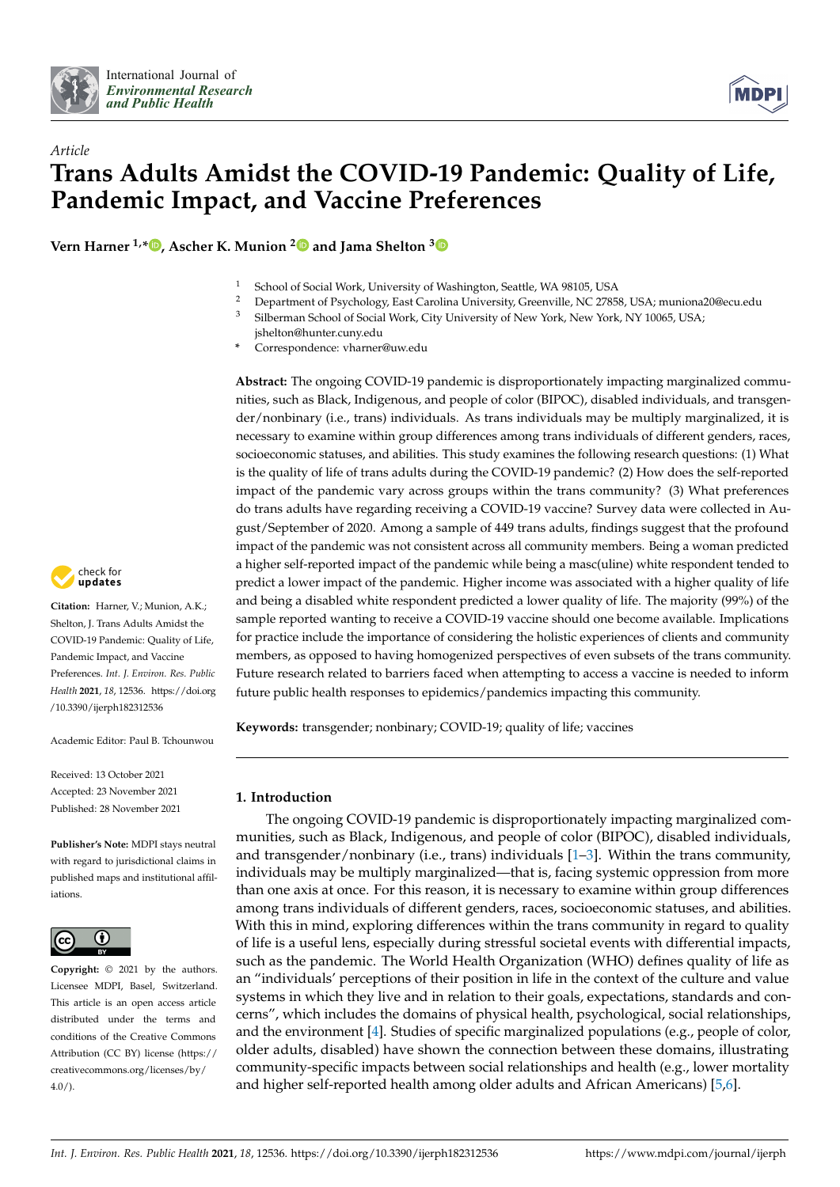International Journal of *Environmental Research and Public Health*

*Article*

# Trans Adults Amidst the COVID-19 Pandemic: Quality of Life, Pandemic Impact, and Vaccine Preferences

**Vern Harner [1,*], Ascher K. Munion [2] and Jama Shelton [3]**

[1] School of Social Work, University of Washington, Seattle, WA 98105, USA
[2] Department of Psychology, East Carolina University, Greenville, NC 27858, USA; muniona20@ecu.edu
[3] Silberman School of Social Work, City University of New York, New York, NY 10065, USA; jshelton@hunter.cuny.edu
* Correspondence: vharner@uw.edu

**Abstract:** The ongoing COVID-19 pandemic is disproportionately impacting marginalized communities, such as Black, Indigenous, and people of color (BIPOC), disabled individuals, and transgender/nonbinary (i.e., trans) individuals. As trans individuals may be multiply marginalized, it is necessary to examine within group differences among trans individuals of different genders, races, socioeconomic statuses, and abilities. This study examines the following research questions: (1) What is the quality of life of trans adults during the COVID-19 pandemic? (2) How does the self-reported impact of the pandemic vary across groups within the trans community? (3) What preferences do trans adults have regarding receiving a COVID-19 vaccine? Survey data were collected in August/September of 2020. Among a sample of 449 trans adults, findings suggest that the profound impact of the pandemic was not consistent across all community members. Being a woman predicted a higher self-reported impact of the pandemic while being a masc(uline) white respondent tended to predict a lower impact of the pandemic. Higher income was associated with a higher quality of life and being a disabled white respondent predicted a lower quality of life. The majority (99%) of the sample reported wanting to receive a COVID-19 vaccine should one become available. Implications for practice include the importance of considering the holistic experiences of clients and community members, as opposed to having homogenized perspectives of even subsets of the trans community. Future research related to barriers faced when attempting to access a vaccine is needed to inform future public health responses to epidemics/pandemics impacting this community.

**Keywords:** transgender; nonbinary; COVID-19; quality of life; vaccines

**Citation:** Harner, V.; Munion, A.K.; Shelton, J. Trans Adults Amidst the COVID-19 Pandemic: Quality of Life, Pandemic Impact, and Vaccine Preferences. *Int. J. Environ. Res. Public Health* **2021**, *18*, 12536. https://doi.org/10.3390/ijerph182312536

Academic Editor: Paul B. Tchounwou

Received: 13 October 2021
Accepted: 23 November 2021
Published: 28 November 2021

**Publisher's Note:** MDPI stays neutral with regard to jurisdictional claims in published maps and institutional affiliations.

**Copyright:** © 2021 by the authors. Licensee MDPI, Basel, Switzerland. This article is an open access article distributed under the terms and conditions of the Creative Commons Attribution (CC BY) license (https://creativecommons.org/licenses/by/4.0/).

## 1. Introduction

The ongoing COVID-19 pandemic is disproportionately impacting marginalized communities, such as Black, Indigenous, and people of color (BIPOC), disabled individuals, and transgender/nonbinary (i.e., trans) individuals [1–3]. Within the trans community, individuals may be multiply marginalized—that is, facing systemic oppression from more than one axis at once. For this reason, it is necessary to examine within group differences among trans individuals of different genders, races, socioeconomic statuses, and abilities. With this in mind, exploring differences within the trans community in regard to quality of life is a useful lens, especially during stressful societal events with differential impacts, such as the pandemic. The World Health Organization (WHO) defines quality of life as an "individuals' perceptions of their position in life in the context of the culture and value systems in which they live and in relation to their goals, expectations, standards and concerns", which includes the domains of physical health, psychological, social relationships, and the environment [4]. Studies of specific marginalized populations (e.g., people of color, older adults, disabled) have shown the connection between these domains, illustrating community-specific impacts between social relationships and health (e.g., lower mortality and higher self-reported health among older adults and African Americans) [5,6].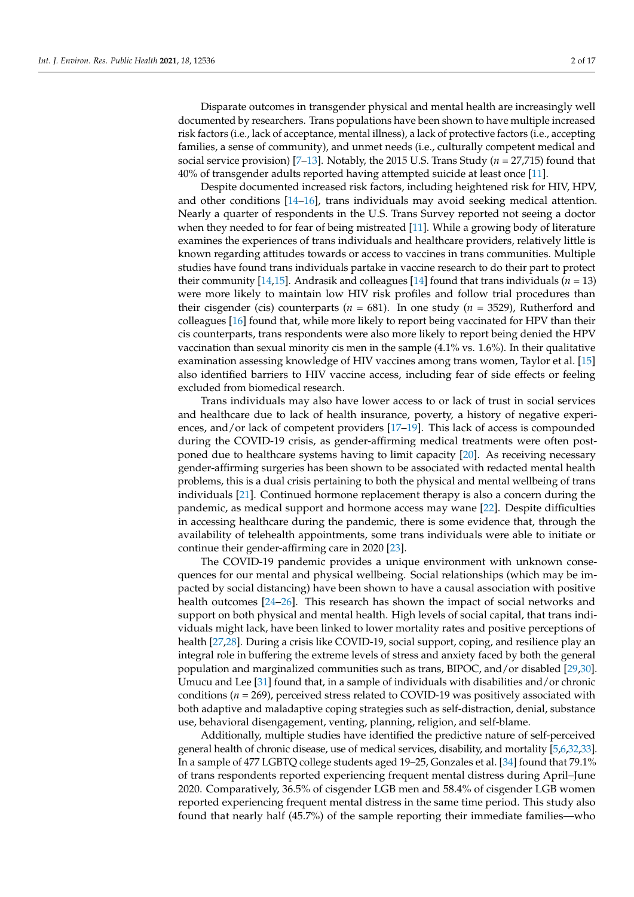Disparate outcomes in transgender physical and mental health are increasingly well documented by researchers. Trans populations have been shown to have multiple increased risk factors (i.e., lack of acceptance, mental illness), a lack of protective factors (i.e., accepting families, a sense of community), and unmet needs (i.e., culturally competent medical and social service provision) [7–13]. Notably, the 2015 U.S. Trans Study ($n$ = 27,715) found that 40% of transgender adults reported having attempted suicide at least once [11].

Despite documented increased risk factors, including heightened risk for HIV, HPV, and other conditions [14–16], trans individuals may avoid seeking medical attention. Nearly a quarter of respondents in the U.S. Trans Survey reported not seeing a doctor when they needed to for fear of being mistreated [11]. While a growing body of literature examines the experiences of trans individuals and healthcare providers, relatively little is known regarding attitudes towards or access to vaccines in trans communities. Multiple studies have found trans individuals partake in vaccine research to do their part to protect their community [14,15]. Andrasik and colleagues [14] found that trans individuals ($n$ = 13) were more likely to maintain low HIV risk profiles and follow trial procedures than their cisgender (cis) counterparts ($n$ = 681). In one study ($n$ = 3529), Rutherford and colleagues [16] found that, while more likely to report being vaccinated for HPV than their cis counterparts, trans respondents were also more likely to report being denied the HPV vaccination than sexual minority cis men in the sample (4.1% vs. 1.6%). In their qualitative examination assessing knowledge of HIV vaccines among trans women, Taylor et al. [15] also identified barriers to HIV vaccine access, including fear of side effects or feeling excluded from biomedical research.

Trans individuals may also have lower access to or lack of trust in social services and healthcare due to lack of health insurance, poverty, a history of negative experiences, and/or lack of competent providers [17–19]. This lack of access is compounded during the COVID-19 crisis, as gender-affirming medical treatments were often postponed due to healthcare systems having to limit capacity [20]. As receiving necessary gender-affirming surgeries has been shown to be associated with redacted mental health problems, this is a dual crisis pertaining to both the physical and mental wellbeing of trans individuals [21]. Continued hormone replacement therapy is also a concern during the pandemic, as medical support and hormone access may wane [22]. Despite difficulties in accessing healthcare during the pandemic, there is some evidence that, through the availability of telehealth appointments, some trans individuals were able to initiate or continue their gender-affirming care in 2020 [23].

The COVID-19 pandemic provides a unique environment with unknown consequences for our mental and physical wellbeing. Social relationships (which may be impacted by social distancing) have been shown to have a causal association with positive health outcomes [24–26]. This research has shown the impact of social networks and support on both physical and mental health. High levels of social capital, that trans individuals might lack, have been linked to lower mortality rates and positive perceptions of health [27,28]. During a crisis like COVID-19, social support, coping, and resilience play an integral role in buffering the extreme levels of stress and anxiety faced by both the general population and marginalized communities such as trans, BIPOC, and/or disabled [29,30]. Umucu and Lee [31] found that, in a sample of individuals with disabilities and/or chronic conditions ($n$ = 269), perceived stress related to COVID-19 was positively associated with both adaptive and maladaptive coping strategies such as self-distraction, denial, substance use, behavioral disengagement, venting, planning, religion, and self-blame.

Additionally, multiple studies have identified the predictive nature of self-perceived general health of chronic disease, use of medical services, disability, and mortality [5,6,32,33]. In a sample of 477 LGBTQ college students aged 19–25, Gonzales et al. [34] found that 79.1% of trans respondents reported experiencing frequent mental distress during April–June 2020. Comparatively, 36.5% of cisgender LGB men and 58.4% of cisgender LGB women reported experiencing frequent mental distress in the same time period. This study also found that nearly half (45.7%) of the sample reporting their immediate families—who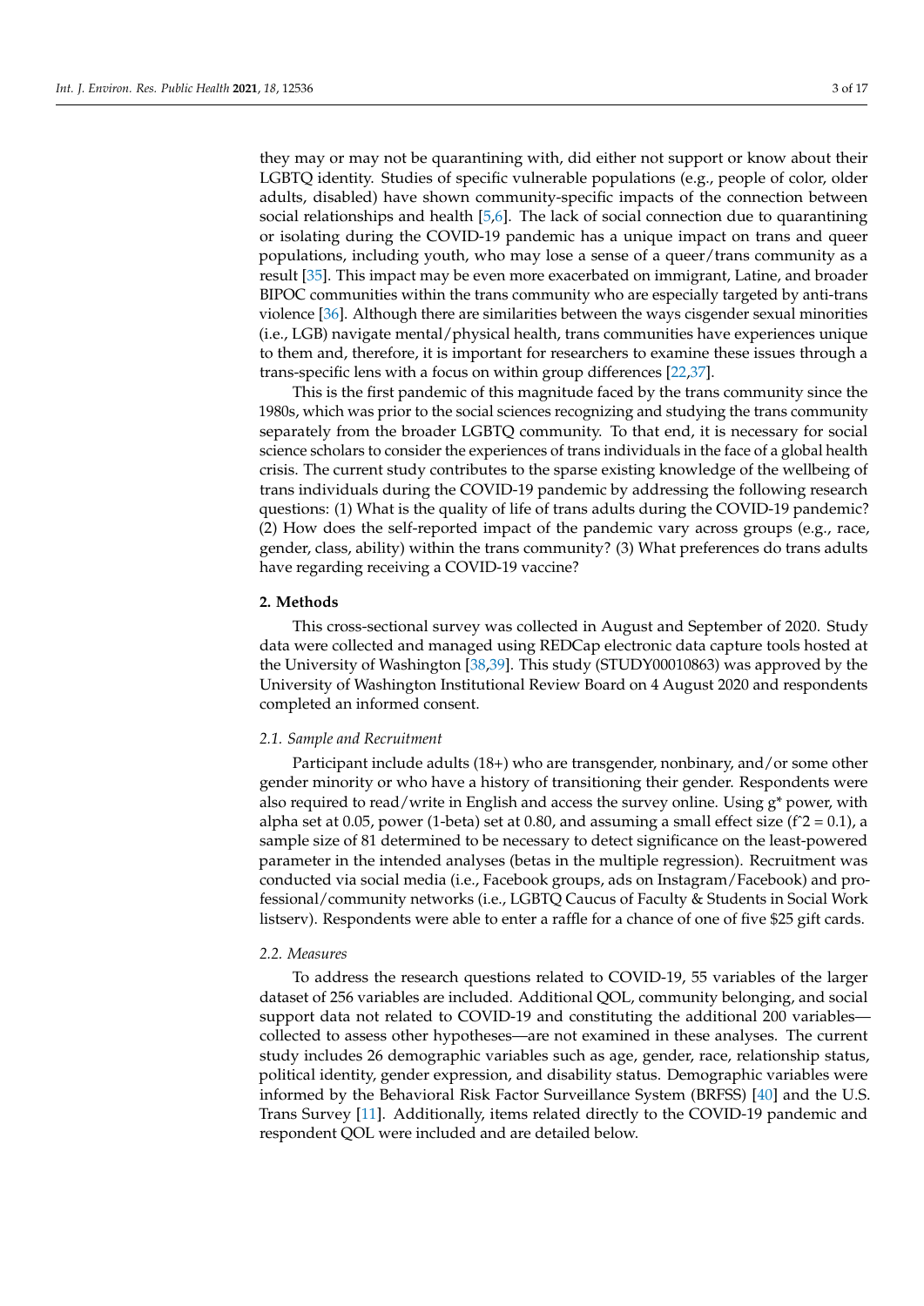they may or may not be quarantining with, did either not support or know about their LGBTQ identity. Studies of specific vulnerable populations (e.g., people of color, older adults, disabled) have shown community-specific impacts of the connection between social relationships and health [5,6]. The lack of social connection due to quarantining or isolating during the COVID-19 pandemic has a unique impact on trans and queer populations, including youth, who may lose a sense of a queer/trans community as a result [35]. This impact may be even more exacerbated on immigrant, Latine, and broader BIPOC communities within the trans community who are especially targeted by anti-trans violence [36]. Although there are similarities between the ways cisgender sexual minorities (i.e., LGB) navigate mental/physical health, trans communities have experiences unique to them and, therefore, it is important for researchers to examine these issues through a trans-specific lens with a focus on within group differences [22,37].

This is the first pandemic of this magnitude faced by the trans community since the 1980s, which was prior to the social sciences recognizing and studying the trans community separately from the broader LGBTQ community. To that end, it is necessary for social science scholars to consider the experiences of trans individuals in the face of a global health crisis. The current study contributes to the sparse existing knowledge of the wellbeing of trans individuals during the COVID-19 pandemic by addressing the following research questions: (1) What is the quality of life of trans adults during the COVID-19 pandemic? (2) How does the self-reported impact of the pandemic vary across groups (e.g., race, gender, class, ability) within the trans community? (3) What preferences do trans adults have regarding receiving a COVID-19 vaccine?

## 2. Methods

This cross-sectional survey was collected in August and September of 2020. Study data were collected and managed using REDCap electronic data capture tools hosted at the University of Washington [38,39]. This study (STUDY00010863) was approved by the University of Washington Institutional Review Board on 4 August 2020 and respondents completed an informed consent.

### 2.1. Sample and Recruitment

Participant include adults (18+) who are transgender, nonbinary, and/or some other gender minority or who have a history of transitioning their gender. Respondents were also required to read/write in English and access the survey online. Using g* power, with alpha set at 0.05, power (1-beta) set at 0.80, and assuming a small effect size ($f^2 = 0.1$), a sample size of 81 determined to be necessary to detect significance on the least-powered parameter in the intended analyses (betas in the multiple regression). Recruitment was conducted via social media (i.e., Facebook groups, ads on Instagram/Facebook) and professional/community networks (i.e., LGBTQ Caucus of Faculty & Students in Social Work listserv). Respondents were able to enter a raffle for a chance of one of five $25 gift cards.

### 2.2. Measures

To address the research questions related to COVID-19, 55 variables of the larger dataset of 256 variables are included. Additional QOL, community belonging, and social support data not related to COVID-19 and constituting the additional 200 variables—collected to assess other hypotheses—are not examined in these analyses. The current study includes 26 demographic variables such as age, gender, race, relationship status, political identity, gender expression, and disability status. Demographic variables were informed by the Behavioral Risk Factor Surveillance System (BRFSS) [40] and the U.S. Trans Survey [11]. Additionally, items related directly to the COVID-19 pandemic and respondent QOL were included and are detailed below.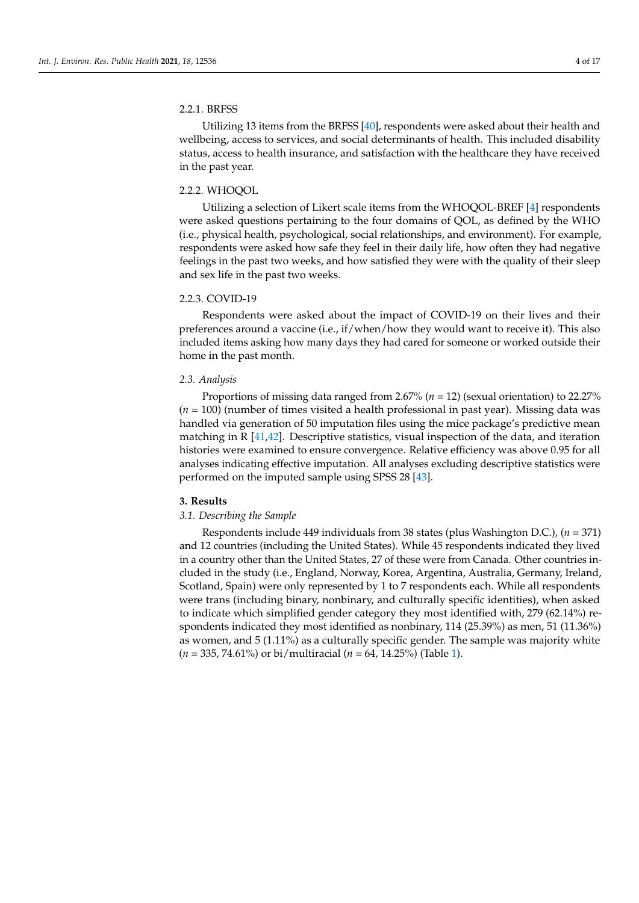#### 2.2.1. BRFSS

Utilizing 13 items from the BRFSS [40], respondents were asked about their health and wellbeing, access to services, and social determinants of health. This included disability status, access to health insurance, and satisfaction with the healthcare they have received in the past year.

#### 2.2.2. WHOQOL

Utilizing a selection of Likert scale items from the WHOQOL-BREF [4] respondents were asked questions pertaining to the four domains of QOL, as defined by the WHO (i.e., physical health, psychological, social relationships, and environment). For example, respondents were asked how safe they feel in their daily life, how often they had negative feelings in the past two weeks, and how satisfied they were with the quality of their sleep and sex life in the past two weeks.

#### 2.2.3. COVID-19

Respondents were asked about the impact of COVID-19 on their lives and their preferences around a vaccine (i.e., if/when/how they would want to receive it). This also included items asking how many days they had cared for someone or worked outside their home in the past month.

### *2.3. Analysis*

Proportions of missing data ranged from 2.67% ($n$ = 12) (sexual orientation) to 22.27% ($n$ = 100) (number of times visited a health professional in past year). Missing data was handled via generation of 50 imputation files using the mice package's predictive mean matching in R [41,42]. Descriptive statistics, visual inspection of the data, and iteration histories were examined to ensure convergence. Relative efficiency was above 0.95 for all analyses indicating effective imputation. All analyses excluding descriptive statistics were performed on the imputed sample using SPSS 28 [43].

## 3. Results

### *3.1. Describing the Sample*

Respondents include 449 individuals from 38 states (plus Washington D.C.), ($n$ = 371) and 12 countries (including the United States). While 45 respondents indicated they lived in a country other than the United States, 27 of these were from Canada. Other countries included in the study (i.e., England, Norway, Korea, Argentina, Australia, Germany, Ireland, Scotland, Spain) were only represented by 1 to 7 respondents each. While all respondents were trans (including binary, nonbinary, and culturally specific identities), when asked to indicate which simplified gender category they most identified with, 279 (62.14%) respondents indicated they most identified as nonbinary, 114 (25.39%) as men, 51 (11.36%) as women, and 5 (1.11%) as a culturally specific gender. The sample was majority white ($n$ = 335, 74.61%) or bi/multiracial ($n$ = 64, 14.25%) (Table 1).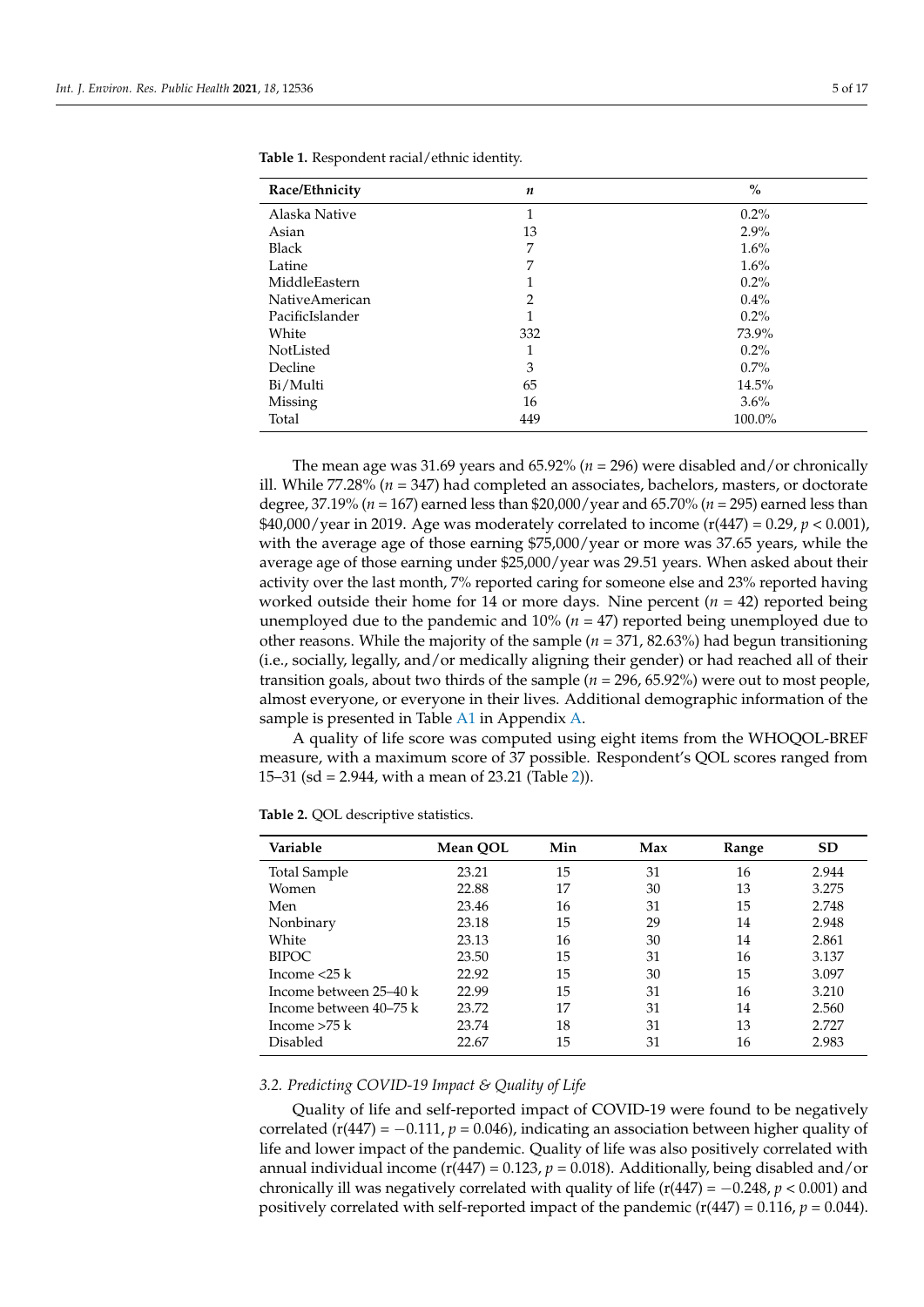**Table 1.** Respondent racial/ethnic identity.

| Race/Ethnicity | *n* | % |
|---|---|---|
| Alaska Native | 1 | 0.2% |
| Asian | 13 | 2.9% |
| Black | 7 | 1.6% |
| Latine | 7 | 1.6% |
| MiddleEastern | 1 | 0.2% |
| NativeAmerican | 2 | 0.4% |
| PacificIslander | 1 | 0.2% |
| White | 332 | 73.9% |
| NotListed | 1 | 0.2% |
| Decline | 3 | 0.7% |
| Bi/Multi | 65 | 14.5% |
| Missing | 16 | 3.6% |
| Total | 449 | 100.0% |

The mean age was 31.69 years and 65.92% ($n = 296$) were disabled and/or chronically ill. While 77.28% ($n = 347$) had completed an associates, bachelors, masters, or doctorate degree, 37.19% ($n = 167$) earned less than $20,000/year and 65.70% ($n = 295$) earned less than $40,000/year in 2019. Age was moderately correlated to income ($r(447) = 0.29$, $p < 0.001$), with the average age of those earning $75,000/year or more was 37.65 years, while the average age of those earning under $25,000/year was 29.51 years. When asked about their activity over the last month, 7% reported caring for someone else and 23% reported having worked outside their home for 14 or more days. Nine percent ($n = 42$) reported being unemployed due to the pandemic and 10% ($n = 47$) reported being unemployed due to other reasons. While the majority of the sample ($n = 371$, 82.63%) had begun transitioning (i.e., socially, legally, and/or medically aligning their gender) or had reached all of their transition goals, about two thirds of the sample ($n = 296$, 65.92%) were out to most people, almost everyone, or everyone in their lives. Additional demographic information of the sample is presented in Table A1 in Appendix A.

A quality of life score was computed using eight items from the WHOQOL-BREF measure, with a maximum score of 37 possible. Respondent's QOL scores ranged from 15–31 (sd = 2.944, with a mean of 23.21 (Table 2)).

**Table 2.** QOL descriptive statistics.

| Variable | Mean QOL | Min | Max | Range | SD |
|---|---|---|---|---|---|
| Total Sample | 23.21 | 15 | 31 | 16 | 2.944 |
| Women | 22.88 | 17 | 30 | 13 | 3.275 |
| Men | 23.46 | 16 | 31 | 15 | 2.748 |
| Nonbinary | 23.18 | 15 | 29 | 14 | 2.948 |
| White | 23.13 | 16 | 30 | 14 | 2.861 |
| BIPOC | 23.50 | 15 | 31 | 16 | 3.137 |
| Income <25 k | 22.92 | 15 | 30 | 15 | 3.097 |
| Income between 25–40 k | 22.99 | 15 | 31 | 16 | 3.210 |
| Income between 40–75 k | 23.72 | 17 | 31 | 14 | 2.560 |
| Income >75 k | 23.74 | 18 | 31 | 13 | 2.727 |
| Disabled | 22.67 | 15 | 31 | 16 | 2.983 |

### *3.2. Predicting COVID-19 Impact & Quality of Life*

Quality of life and self-reported impact of COVID-19 were found to be negatively correlated ($r(447) = -0.111$, $p = 0.046$), indicating an association between higher quality of life and lower impact of the pandemic. Quality of life was also positively correlated with annual individual income ($r(447) = 0.123$, $p = 0.018$). Additionally, being disabled and/or chronically ill was negatively correlated with quality of life ($r(447) = -0.248$, $p < 0.001$) and positively correlated with self-reported impact of the pandemic ($r(447) = 0.116$, $p = 0.044$).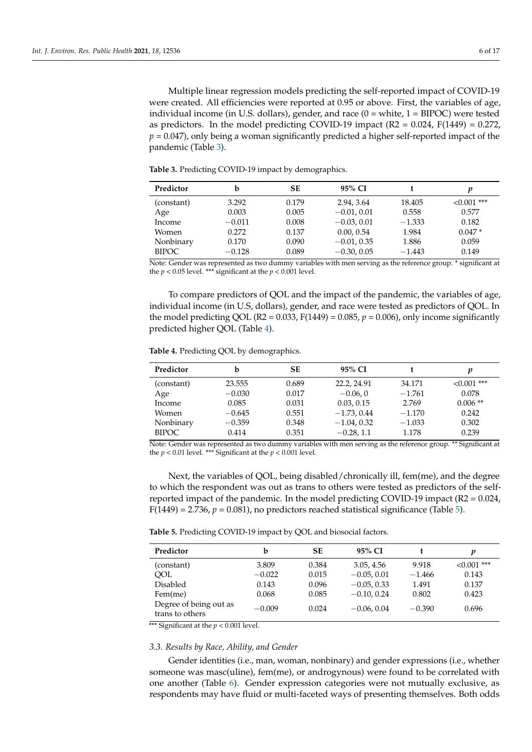Multiple linear regression models predicting the self-reported impact of COVID-19 were created. All efficiencies were reported at 0.95 or above. First, the variables of age, individual income (in U.S. dollars), gender, and race (0 = white, 1 = BIPOC) were tested as predictors. In the model predicting COVID-19 impact (R2 = 0.024, F(1449) = 0.272, $p = 0.047$), only being a woman significantly predicted a higher self-reported impact of the pandemic (Table 3).

**Table 3.** Predicting COVID-19 impact by demographics.

| Predictor | b | SE | 95% CI | t | *p* |
|---|---|---|---|---|---|
| (constant) | 3.292 | 0.179 | 2.94, 3.64 | 18.405 | <0.001 *** |
| Age | 0.003 | 0.005 | −0.01, 0.01 | 0.558 | 0.577 |
| Income | −0.011 | 0.008 | −0.03, 0.01 | −1.333 | 0.182 |
| Women | 0.272 | 0.137 | 0.00, 0.54 | 1.984 | 0.047 * |
| Nonbinary | 0.170 | 0.090 | −0.01, 0.35 | 1.886 | 0.059 |
| BIPOC | −0.128 | 0.089 | −0.30, 0.05 | −1.443 | 0.149 |

Note: Gender was represented as two dummy variables with men serving as the reference group. * significant at the $p < 0.05$ level. *** significant at the $p < 0.001$ level.

To compare predictors of QOL and the impact of the pandemic, the variables of age, individual income (in U.S, dollars), gender, and race were tested as predictors of QOL. In the model predicting QOL (R2 = 0.033, F(1449) = 0.085, $p = 0.006$), only income significantly predicted higher QOL (Table 4).

**Table 4.** Predicting QOL by demographics.

| Predictor | b | SE | 95% CI | t | *p* |
|---|---|---|---|---|---|
| (constant) | 23.555 | 0.689 | 22.2, 24.91 | 34.171 | <0.001 *** |
| Age | −0.030 | 0.017 | −0.06, 0 | −1.761 | 0.078 |
| Income | 0.085 | 0.031 | 0.03, 0.15 | 2.769 | 0.006 ** |
| Women | −0.645 | 0.551 | −1.73, 0.44 | −1.170 | 0.242 |
| Nonbinary | −0.359 | 0.348 | −1.04, 0.32 | −1.033 | 0.302 |
| BIPOC | 0.414 | 0.351 | −0.28, 1.1 | 1.178 | 0.239 |

Note: Gender was represented as two dummy variables with men serving as the reference group. ** Significant at the $p < 0.01$ level. *** Significant at the $p < 0.001$ level.

Next, the variables of QOL, being disabled/chronically ill, fem(me), and the degree to which the respondent was out as trans to others were tested as predictors of the self-reported impact of the pandemic. In the model predicting COVID-19 impact (R2 = 0.024, F(1449) = 2.736, $p = 0.081$), no predictors reached statistical significance (Table 5).

**Table 5.** Predicting COVID-19 impact by QOL and biosocial factors.

| Predictor | b | SE | 95% CI | t | *p* |
|---|---|---|---|---|---|
| (constant) | 3.809 | 0.384 | 3.05, 4.56 | 9.918 | <0.001 *** |
| QOL | −0.022 | 0.015 | −0.05, 0.01 | −1.466 | 0.143 |
| Disabled | 0.143 | 0.096 | −0.05, 0.33 | 1.491 | 0.137 |
| Fem(me) | 0.068 | 0.085 | −0.10, 0.24 | 0.802 | 0.423 |
| Degree of being out as trans to others | −0.009 | 0.024 | −0.06, 0.04 | −0.390 | 0.696 |

*** Significant at the $p < 0.001$ level.

### 3.3. Results by Race, Ability, and Gender

Gender identities (i.e., man, woman, nonbinary) and gender expressions (i.e., whether someone was masc(uline), fem(me), or androgynous) were found to be correlated with one another (Table 6). Gender expression categories were not mutually exclusive, as respondents may have fluid or multi-faceted ways of presenting themselves. Both odds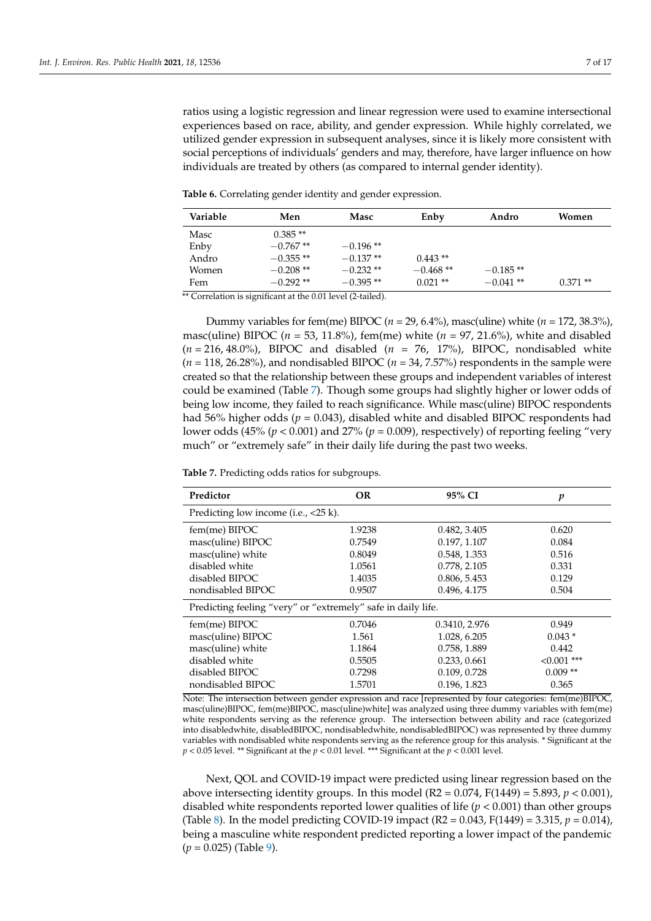ratios using a logistic regression and linear regression were used to examine intersectional experiences based on race, ability, and gender expression. While highly correlated, we utilized gender expression in subsequent analyses, since it is likely more consistent with social perceptions of individuals' genders and may, therefore, have larger influence on how individuals are treated by others (as compared to internal gender identity).

**Table 6.** Correlating gender identity and gender expression.

| Variable | Men | Masc | Enby | Andro | Women |
|---|---|---|---|---|---|
| Masc | 0.385 ** | | | | |
| Enby | −0.767 ** | −0.196 ** | | | |
| Andro | −0.355 ** | −0.137 ** | 0.443 ** | | |
| Women | −0.208 ** | −0.232 ** | −0.468 ** | −0.185 ** | |
| Fem | −0.292 ** | −0.395 ** | 0.021 ** | −0.041 ** | 0.371 ** |

** Correlation is significant at the 0.01 level (2-tailed).

Dummy variables for fem(me) BIPOC ($n$ = 29, 6.4%), masc(uline) white ($n$ = 172, 38.3%), masc(uline) BIPOC ($n$ = 53, 11.8%), fem(me) white ($n$ = 97, 21.6%), white and disabled ($n$ = 216, 48.0%), BIPOC and disabled ($n$ = 76, 17%), BIPOC, nondisabled white ($n$ = 118, 26.28%), and nondisabled BIPOC ($n$ = 34, 7.57%) respondents in the sample were created so that the relationship between these groups and independent variables of interest could be examined (Table 7). Though some groups had slightly higher or lower odds of being low income, they failed to reach significance. While masc(uline) BIPOC respondents had 56% higher odds ($p$ = 0.043), disabled white and disabled BIPOC respondents had lower odds (45% ($p$ < 0.001) and 27% ($p$ = 0.009), respectively) of reporting feeling "very much" or "extremely safe" in their daily life during the past two weeks.

**Table 7.** Predicting odds ratios for subgroups.

| Predictor | OR | 95% CI | $p$ |
|---|---|---|---|
| Predicting low income (i.e., <25 k). | | | |
| fem(me) BIPOC | 1.9238 | 0.482, 3.405 | 0.620 |
| masc(uline) BIPOC | 0.7549 | 0.197, 1.107 | 0.084 |
| masc(uline) white | 0.8049 | 0.548, 1.353 | 0.516 |
| disabled white | 1.0561 | 0.778, 2.105 | 0.331 |
| disabled BIPOC | 1.4035 | 0.806, 5.453 | 0.129 |
| nondisabled BIPOC | 0.9507 | 0.496, 4.175 | 0.504 |
| Predicting feeling "very" or "extremely" safe in daily life. | | | |
| fem(me) BIPOC | 0.7046 | 0.3410, 2.976 | 0.949 |
| masc(uline) BIPOC | 1.561 | 1.028, 6.205 | 0.043 * |
| masc(uline) white | 1.1864 | 0.758, 1.889 | 0.442 |
| disabled white | 0.5505 | 0.233, 0.661 | <0.001 *** |
| disabled BIPOC | 0.7298 | 0.109, 0.728 | 0.009 ** |
| nondisabled BIPOC | 1.5701 | 0.196, 1.823 | 0.365 |

Note: The intersection between gender expression and race [represented by four categories: fem(me)BIPOC, masc(uline)BIPOC, fem(me)BIPOC, masc(uline)white] was analyzed using three dummy variables with fem(me) white respondents serving as the reference group. The intersection between ability and race (categorized into disabledwhite, disabledBIPOC, nondisabledwhite, nondisabledBIPOC) was represented by three dummy variables with nondisabled white respondents serving as the reference group for this analysis. * Significant at the $p$ < 0.05 level. ** Significant at the $p$ < 0.01 level. *** Significant at the $p$ < 0.001 level.

Next, QOL and COVID-19 impact were predicted using linear regression based on the above intersecting identity groups. In this model (R2 = 0.074, F(1449) = 5.893, $p$ < 0.001), disabled white respondents reported lower qualities of life ($p$ < 0.001) than other groups (Table 8). In the model predicting COVID-19 impact (R2 = 0.043, F(1449) = 3.315, $p$ = 0.014), being a masculine white respondent predicted reporting a lower impact of the pandemic ($p$ = 0.025) (Table 9).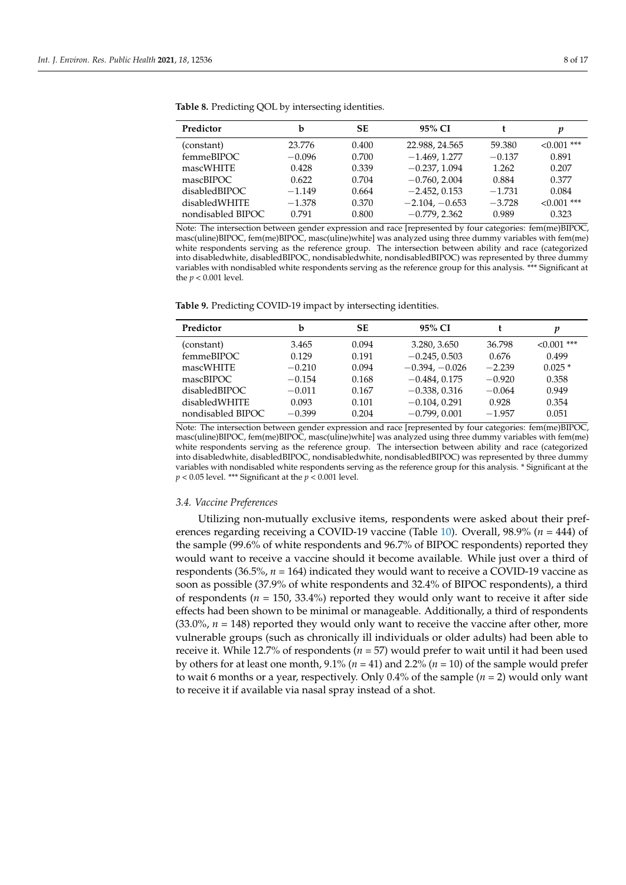**Table 8.** Predicting QOL by intersecting identities.

| Predictor | b | SE | 95% CI | t | $p$ |
|---|---|---|---|---|---|
| (constant) | 23.776 | 0.400 | 22.988, 24.565 | 59.380 | <0.001 *** |
| femmeBIPOC | −0.096 | 0.700 | −1.469, 1.277 | −0.137 | 0.891 |
| mascWHITE | 0.428 | 0.339 | −0.237, 1.094 | 1.262 | 0.207 |
| mascBIPOC | 0.622 | 0.704 | −0.760, 2.004 | 0.884 | 0.377 |
| disabledBIPOC | −1.149 | 0.664 | −2.452, 0.153 | −1.731 | 0.084 |
| disabledWHITE | −1.378 | 0.370 | −2.104, −0.653 | −3.728 | <0.001 *** |
| nondisabled BIPOC | 0.791 | 0.800 | −0.779, 2.362 | 0.989 | 0.323 |

Note: The intersection between gender expression and race [represented by four categories: fem(me)BIPOC, masc(uline)BIPOC, fem(me)BIPOC, masc(uline)white] was analyzed using three dummy variables with fem(me) white respondents serving as the reference group. The intersection between ability and race (categorized into disabledwhite, disabledBIPOC, nondisabledwhite, nondisabledBIPOC) was represented by three dummy variables with nondisabled white respondents serving as the reference group for this analysis. *** Significant at the $p < 0.001$ level.

**Table 9.** Predicting COVID-19 impact by intersecting identities.

| Predictor | b | SE | 95% CI | t | $p$ |
|---|---|---|---|---|---|
| (constant) | 3.465 | 0.094 | 3.280, 3.650 | 36.798 | <0.001 *** |
| femmeBIPOC | 0.129 | 0.191 | −0.245, 0.503 | 0.676 | 0.499 |
| mascWHITE | −0.210 | 0.094 | −0.394, −0.026 | −2.239 | 0.025 * |
| mascBIPOC | −0.154 | 0.168 | −0.484, 0.175 | −0.920 | 0.358 |
| disabledBIPOC | −0.011 | 0.167 | −0.338, 0.316 | −0.064 | 0.949 |
| disabledWHITE | 0.093 | 0.101 | −0.104, 0.291 | 0.928 | 0.354 |
| nondisabled BIPOC | −0.399 | 0.204 | −0.799, 0.001 | −1.957 | 0.051 |

Note: The intersection between gender expression and race [represented by four categories: fem(me)BIPOC, masc(uline)BIPOC, fem(me)BIPOC, masc(uline)white] was analyzed using three dummy variables with fem(me) white respondents serving as the reference group. The intersection between ability and race (categorized into disabledwhite, disabledBIPOC, nondisabledwhite, nondisabledBIPOC) was represented by three dummy variables with nondisabled white respondents serving as the reference group for this analysis. * Significant at the $p < 0.05$ level. *** Significant at the $p < 0.001$ level.

### 3.4. Vaccine Preferences

Utilizing non-mutually exclusive items, respondents were asked about their preferences regarding receiving a COVID-19 vaccine (Table 10). Overall, 98.9% ($n$ = 444) of the sample (99.6% of white respondents and 96.7% of BIPOC respondents) reported they would want to receive a vaccine should it become available. While just over a third of respondents (36.5%, $n$ = 164) indicated they would want to receive a COVID-19 vaccine as soon as possible (37.9% of white respondents and 32.4% of BIPOC respondents), a third of respondents ($n$ = 150, 33.4%) reported they would only want to receive it after side effects had been shown to be minimal or manageable. Additionally, a third of respondents (33.0%, $n$ = 148) reported they would only want to receive the vaccine after other, more vulnerable groups (such as chronically ill individuals or older adults) had been able to receive it. While 12.7% of respondents ($n$ = 57) would prefer to wait until it had been used by others for at least one month, 9.1% ($n$ = 41) and 2.2% ($n$ = 10) of the sample would prefer to wait 6 months or a year, respectively. Only 0.4% of the sample ($n$ = 2) would only want to receive it if available via nasal spray instead of a shot.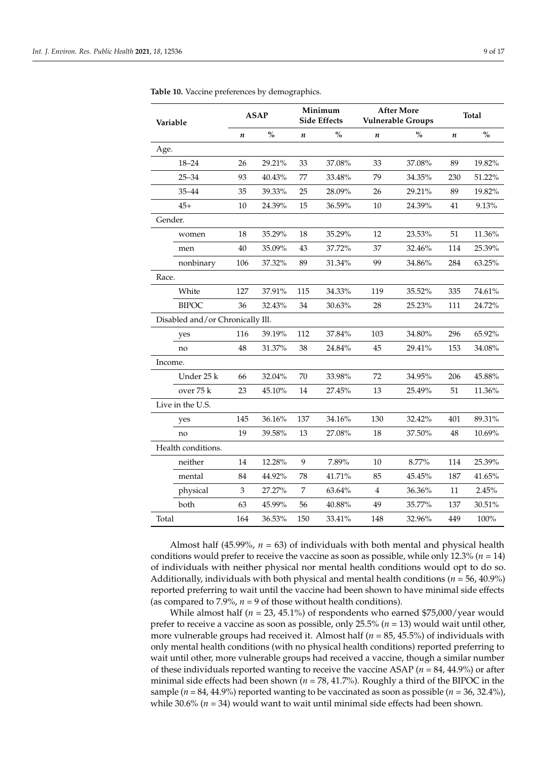**Table 10.** Vaccine preferences by demographics.

| Variable | ASAP | | Minimum Side Effects | | After More Vulnerable Groups | | Total | |
|---|---|---|---|---|---|---|---|---|
| | *n* | % | *n* | % | *n* | % | *n* | % |
| Age. | | | | | | | | |
| 18–24 | 26 | 29.21% | 33 | 37.08% | 33 | 37.08% | 89 | 19.82% |
| 25–34 | 93 | 40.43% | 77 | 33.48% | 79 | 34.35% | 230 | 51.22% |
| 35–44 | 35 | 39.33% | 25 | 28.09% | 26 | 29.21% | 89 | 19.82% |
| 45+ | 10 | 24.39% | 15 | 36.59% | 10 | 24.39% | 41 | 9.13% |
| Gender. | | | | | | | | |
| women | 18 | 35.29% | 18 | 35.29% | 12 | 23.53% | 51 | 11.36% |
| men | 40 | 35.09% | 43 | 37.72% | 37 | 32.46% | 114 | 25.39% |
| nonbinary | 106 | 37.32% | 89 | 31.34% | 99 | 34.86% | 284 | 63.25% |
| Race. | | | | | | | | |
| White | 127 | 37.91% | 115 | 34.33% | 119 | 35.52% | 335 | 74.61% |
| BIPOC | 36 | 32.43% | 34 | 30.63% | 28 | 25.23% | 111 | 24.72% |
| Disabled and/or Chronically Ill. | | | | | | | | |
| yes | 116 | 39.19% | 112 | 37.84% | 103 | 34.80% | 296 | 65.92% |
| no | 48 | 31.37% | 38 | 24.84% | 45 | 29.41% | 153 | 34.08% |
| Income. | | | | | | | | |
| Under 25 k | 66 | 32.04% | 70 | 33.98% | 72 | 34.95% | 206 | 45.88% |
| over 75 k | 23 | 45.10% | 14 | 27.45% | 13 | 25.49% | 51 | 11.36% |
| Live in the U.S. | | | | | | | | |
| yes | 145 | 36.16% | 137 | 34.16% | 130 | 32.42% | 401 | 89.31% |
| no | 19 | 39.58% | 13 | 27.08% | 18 | 37.50% | 48 | 10.69% |
| Health conditions. | | | | | | | | |
| neither | 14 | 12.28% | 9 | 7.89% | 10 | 8.77% | 114 | 25.39% |
| mental | 84 | 44.92% | 78 | 41.71% | 85 | 45.45% | 187 | 41.65% |
| physical | 3 | 27.27% | 7 | 63.64% | 4 | 36.36% | 11 | 2.45% |
| both | 63 | 45.99% | 56 | 40.88% | 49 | 35.77% | 137 | 30.51% |
| Total | 164 | 36.53% | 150 | 33.41% | 148 | 32.96% | 449 | 100% |

Almost half (45.99%, $n = 63$) of individuals with both mental and physical health conditions would prefer to receive the vaccine as soon as possible, while only 12.3% ($n = 14$) of individuals with neither physical nor mental health conditions would opt to do so. Additionally, individuals with both physical and mental health conditions ($n = 56$, 40.9%) reported preferring to wait until the vaccine had been shown to have minimal side effects (as compared to 7.9%, $n = 9$ of those without health conditions).

While almost half ($n = 23$, 45.1%) of respondents who earned $75,000/year would prefer to receive a vaccine as soon as possible, only 25.5% ($n = 13$) would wait until other, more vulnerable groups had received it. Almost half ($n = 85$, 45.5%) of individuals with only mental health conditions (with no physical health conditions) reported preferring to wait until other, more vulnerable groups had received a vaccine, though a similar number of these individuals reported wanting to receive the vaccine ASAP ($n = 84$, 44.9%) or after minimal side effects had been shown ($n = 78$, 41.7%). Roughly a third of the BIPOC in the sample ($n = 84$, 44.9%) reported wanting to be vaccinated as soon as possible ($n = 36$, 32.4%), while 30.6% ($n = 34$) would want to wait until minimal side effects had been shown.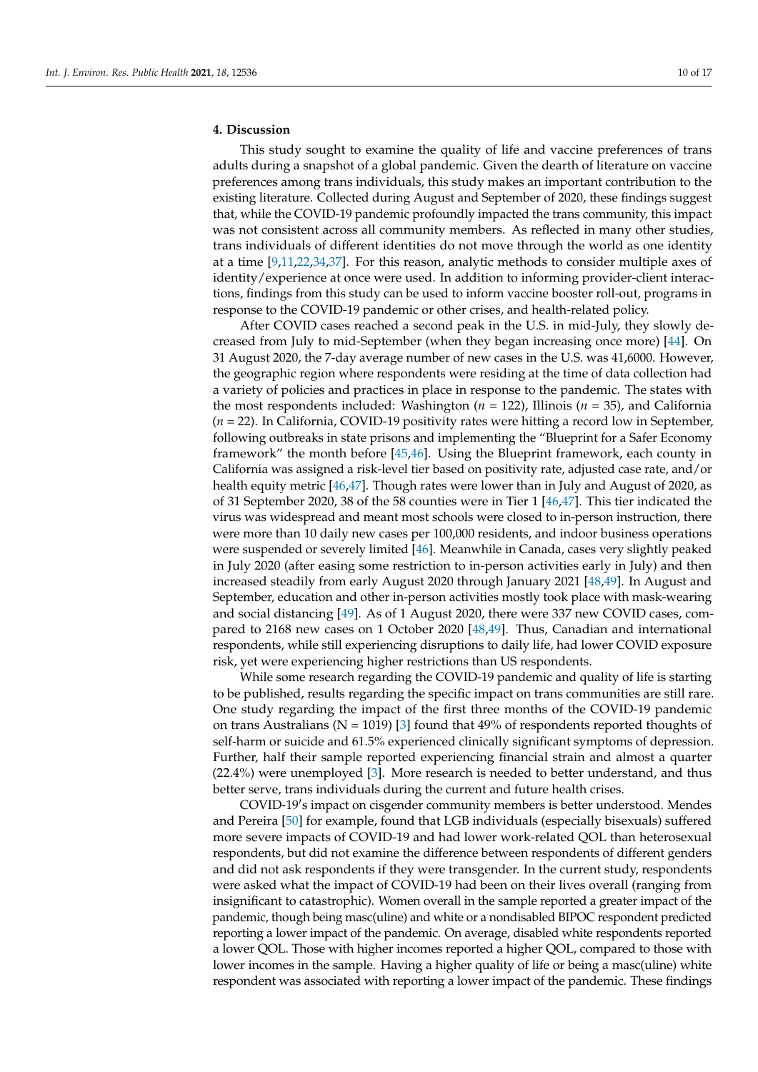## 4. Discussion

This study sought to examine the quality of life and vaccine preferences of trans adults during a snapshot of a global pandemic. Given the dearth of literature on vaccine preferences among trans individuals, this study makes an important contribution to the existing literature. Collected during August and September of 2020, these findings suggest that, while the COVID-19 pandemic profoundly impacted the trans community, this impact was not consistent across all community members. As reflected in many other studies, trans individuals of different identities do not move through the world as one identity at a time [9,11,22,34,37]. For this reason, analytic methods to consider multiple axes of identity/experience at once were used. In addition to informing provider-client interactions, findings from this study can be used to inform vaccine booster roll-out, programs in response to the COVID-19 pandemic or other crises, and health-related policy.

After COVID cases reached a second peak in the U.S. in mid-July, they slowly decreased from July to mid-September (when they began increasing once more) [44]. On 31 August 2020, the 7-day average number of new cases in the U.S. was 41,6000. However, the geographic region where respondents were residing at the time of data collection had a variety of policies and practices in place in response to the pandemic. The states with the most respondents included: Washington ($n$ = 122), Illinois ($n$ = 35), and California ($n$ = 22). In California, COVID-19 positivity rates were hitting a record low in September, following outbreaks in state prisons and implementing the "Blueprint for a Safer Economy framework" the month before [45,46]. Using the Blueprint framework, each county in California was assigned a risk-level tier based on positivity rate, adjusted case rate, and/or health equity metric [46,47]. Though rates were lower than in July and August of 2020, as of 31 September 2020, 38 of the 58 counties were in Tier 1 [46,47]. This tier indicated the virus was widespread and meant most schools were closed to in-person instruction, there were more than 10 daily new cases per 100,000 residents, and indoor business operations were suspended or severely limited [46]. Meanwhile in Canada, cases very slightly peaked in July 2020 (after easing some restriction to in-person activities early in July) and then increased steadily from early August 2020 through January 2021 [48,49]. In August and September, education and other in-person activities mostly took place with mask-wearing and social distancing [49]. As of 1 August 2020, there were 337 new COVID cases, compared to 2168 new cases on 1 October 2020 [48,49]. Thus, Canadian and international respondents, while still experiencing disruptions to daily life, had lower COVID exposure risk, yet were experiencing higher restrictions than US respondents.

While some research regarding the COVID-19 pandemic and quality of life is starting to be published, results regarding the specific impact on trans communities are still rare. One study regarding the impact of the first three months of the COVID-19 pandemic on trans Australians (N = 1019) [3] found that 49% of respondents reported thoughts of self-harm or suicide and 61.5% experienced clinically significant symptoms of depression. Further, half their sample reported experiencing financial strain and almost a quarter (22.4%) were unemployed [3]. More research is needed to better understand, and thus better serve, trans individuals during the current and future health crises.

COVID-19's impact on cisgender community members is better understood. Mendes and Pereira [50] for example, found that LGB individuals (especially bisexuals) suffered more severe impacts of COVID-19 and had lower work-related QOL than heterosexual respondents, but did not examine the difference between respondents of different genders and did not ask respondents if they were transgender. In the current study, respondents were asked what the impact of COVID-19 had been on their lives overall (ranging from insignificant to catastrophic). Women overall in the sample reported a greater impact of the pandemic, though being masc(uline) and white or a nondisabled BIPOC respondent predicted reporting a lower impact of the pandemic. On average, disabled white respondents reported a lower QOL. Those with higher incomes reported a higher QOL, compared to those with lower incomes in the sample. Having a higher quality of life or being a masc(uline) white respondent was associated with reporting a lower impact of the pandemic. These findings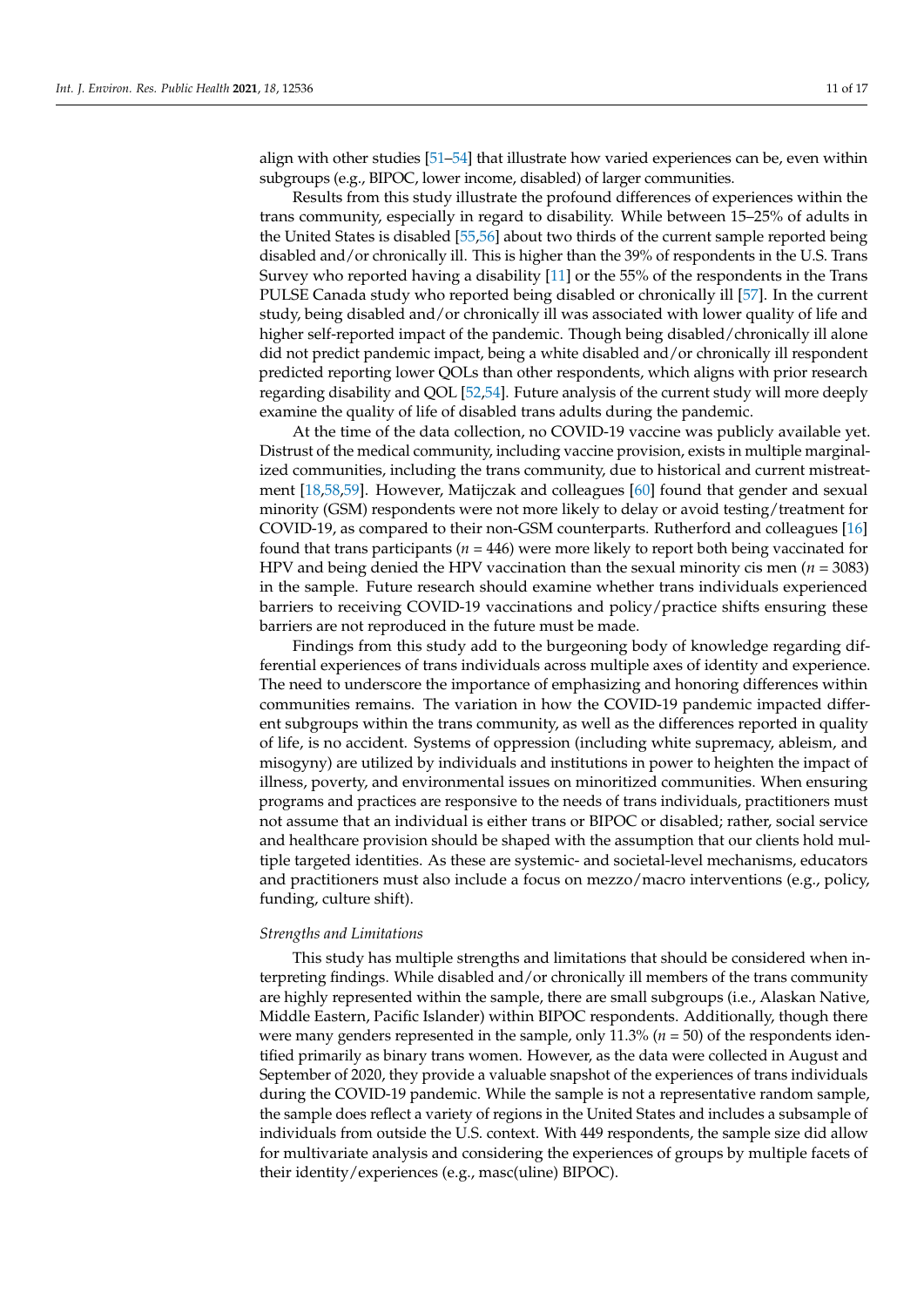align with other studies [51–54] that illustrate how varied experiences can be, even within subgroups (e.g., BIPOC, lower income, disabled) of larger communities.

Results from this study illustrate the profound differences of experiences within the trans community, especially in regard to disability. While between 15–25% of adults in the United States is disabled [55,56] about two thirds of the current sample reported being disabled and/or chronically ill. This is higher than the 39% of respondents in the U.S. Trans Survey who reported having a disability [11] or the 55% of the respondents in the Trans PULSE Canada study who reported being disabled or chronically ill [57]. In the current study, being disabled and/or chronically ill was associated with lower quality of life and higher self-reported impact of the pandemic. Though being disabled/chronically ill alone did not predict pandemic impact, being a white disabled and/or chronically ill respondent predicted reporting lower QOLs than other respondents, which aligns with prior research regarding disability and QOL [52,54]. Future analysis of the current study will more deeply examine the quality of life of disabled trans adults during the pandemic.

At the time of the data collection, no COVID-19 vaccine was publicly available yet. Distrust of the medical community, including vaccine provision, exists in multiple marginalized communities, including the trans community, due to historical and current mistreatment [18,58,59]. However, Matijczak and colleagues [60] found that gender and sexual minority (GSM) respondents were not more likely to delay or avoid testing/treatment for COVID-19, as compared to their non-GSM counterparts. Rutherford and colleagues [16] found that trans participants ($n$ = 446) were more likely to report both being vaccinated for HPV and being denied the HPV vaccination than the sexual minority cis men ($n$ = 3083) in the sample. Future research should examine whether trans individuals experienced barriers to receiving COVID-19 vaccinations and policy/practice shifts ensuring these barriers are not reproduced in the future must be made.

Findings from this study add to the burgeoning body of knowledge regarding differential experiences of trans individuals across multiple axes of identity and experience. The need to underscore the importance of emphasizing and honoring differences within communities remains. The variation in how the COVID-19 pandemic impacted different subgroups within the trans community, as well as the differences reported in quality of life, is no accident. Systems of oppression (including white supremacy, ableism, and misogyny) are utilized by individuals and institutions in power to heighten the impact of illness, poverty, and environmental issues on minoritized communities. When ensuring programs and practices are responsive to the needs of trans individuals, practitioners must not assume that an individual is either trans or BIPOC or disabled; rather, social service and healthcare provision should be shaped with the assumption that our clients hold multiple targeted identities. As these are systemic- and societal-level mechanisms, educators and practitioners must also include a focus on mezzo/macro interventions (e.g., policy, funding, culture shift).

*Strengths and Limitations*

This study has multiple strengths and limitations that should be considered when interpreting findings. While disabled and/or chronically ill members of the trans community are highly represented within the sample, there are small subgroups (i.e., Alaskan Native, Middle Eastern, Pacific Islander) within BIPOC respondents. Additionally, though there were many genders represented in the sample, only 11.3% ($n$ = 50) of the respondents identified primarily as binary trans women. However, as the data were collected in August and September of 2020, they provide a valuable snapshot of the experiences of trans individuals during the COVID-19 pandemic. While the sample is not a representative random sample, the sample does reflect a variety of regions in the United States and includes a subsample of individuals from outside the U.S. context. With 449 respondents, the sample size did allow for multivariate analysis and considering the experiences of groups by multiple facets of their identity/experiences (e.g., masc(uline) BIPOC).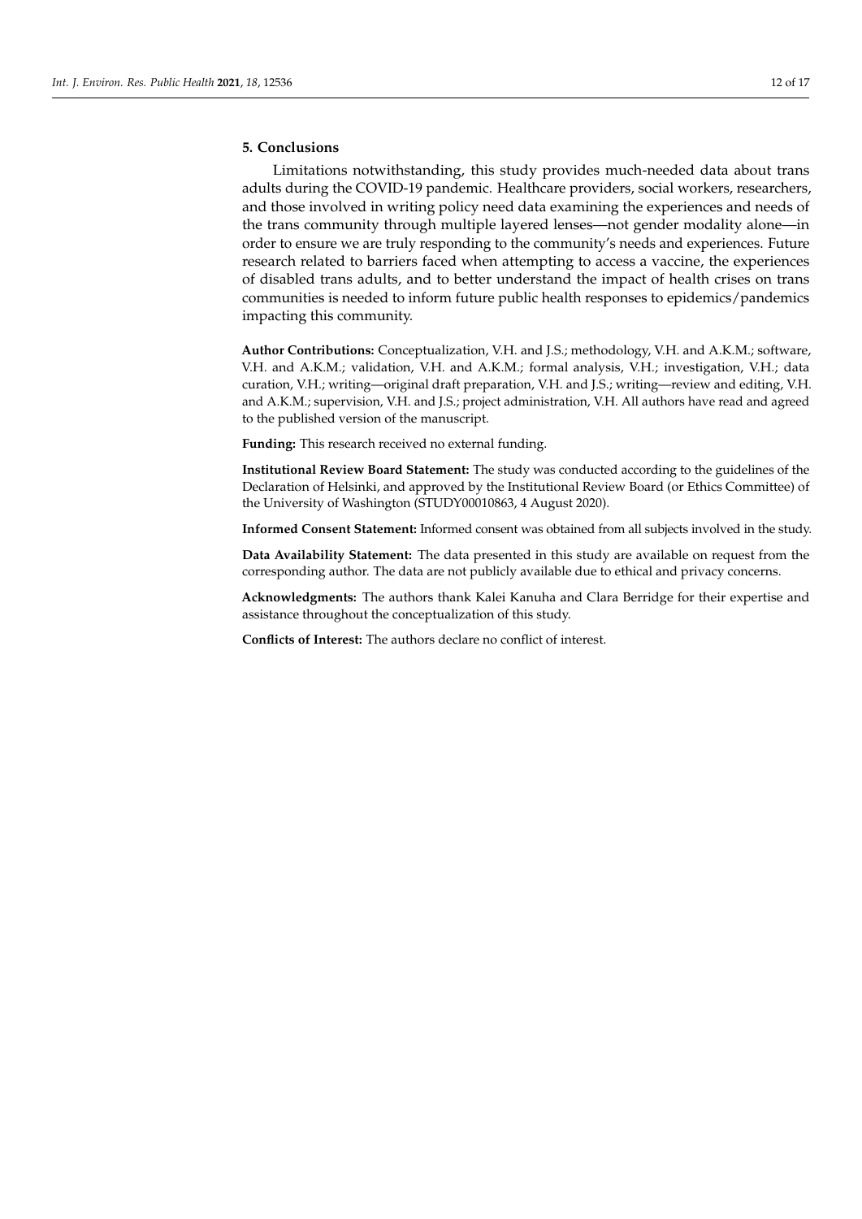## 5. Conclusions

Limitations notwithstanding, this study provides much-needed data about trans adults during the COVID-19 pandemic. Healthcare providers, social workers, researchers, and those involved in writing policy need data examining the experiences and needs of the trans community through multiple layered lenses—not gender modality alone—in order to ensure we are truly responding to the community's needs and experiences. Future research related to barriers faced when attempting to access a vaccine, the experiences of disabled trans adults, and to better understand the impact of health crises on trans communities is needed to inform future public health responses to epidemics/pandemics impacting this community.

**Author Contributions:** Conceptualization, V.H. and J.S.; methodology, V.H. and A.K.M.; software, V.H. and A.K.M.; validation, V.H. and A.K.M.; formal analysis, V.H.; investigation, V.H.; data curation, V.H.; writing—original draft preparation, V.H. and J.S.; writing—review and editing, V.H. and A.K.M.; supervision, V.H. and J.S.; project administration, V.H. All authors have read and agreed to the published version of the manuscript.

**Funding:** This research received no external funding.

**Institutional Review Board Statement:** The study was conducted according to the guidelines of the Declaration of Helsinki, and approved by the Institutional Review Board (or Ethics Committee) of the University of Washington (STUDY00010863, 4 August 2020).

**Informed Consent Statement:** Informed consent was obtained from all subjects involved in the study.

**Data Availability Statement:** The data presented in this study are available on request from the corresponding author. The data are not publicly available due to ethical and privacy concerns.

**Acknowledgments:** The authors thank Kalei Kanuha and Clara Berridge for their expertise and assistance throughout the conceptualization of this study.

**Conflicts of Interest:** The authors declare no conflict of interest.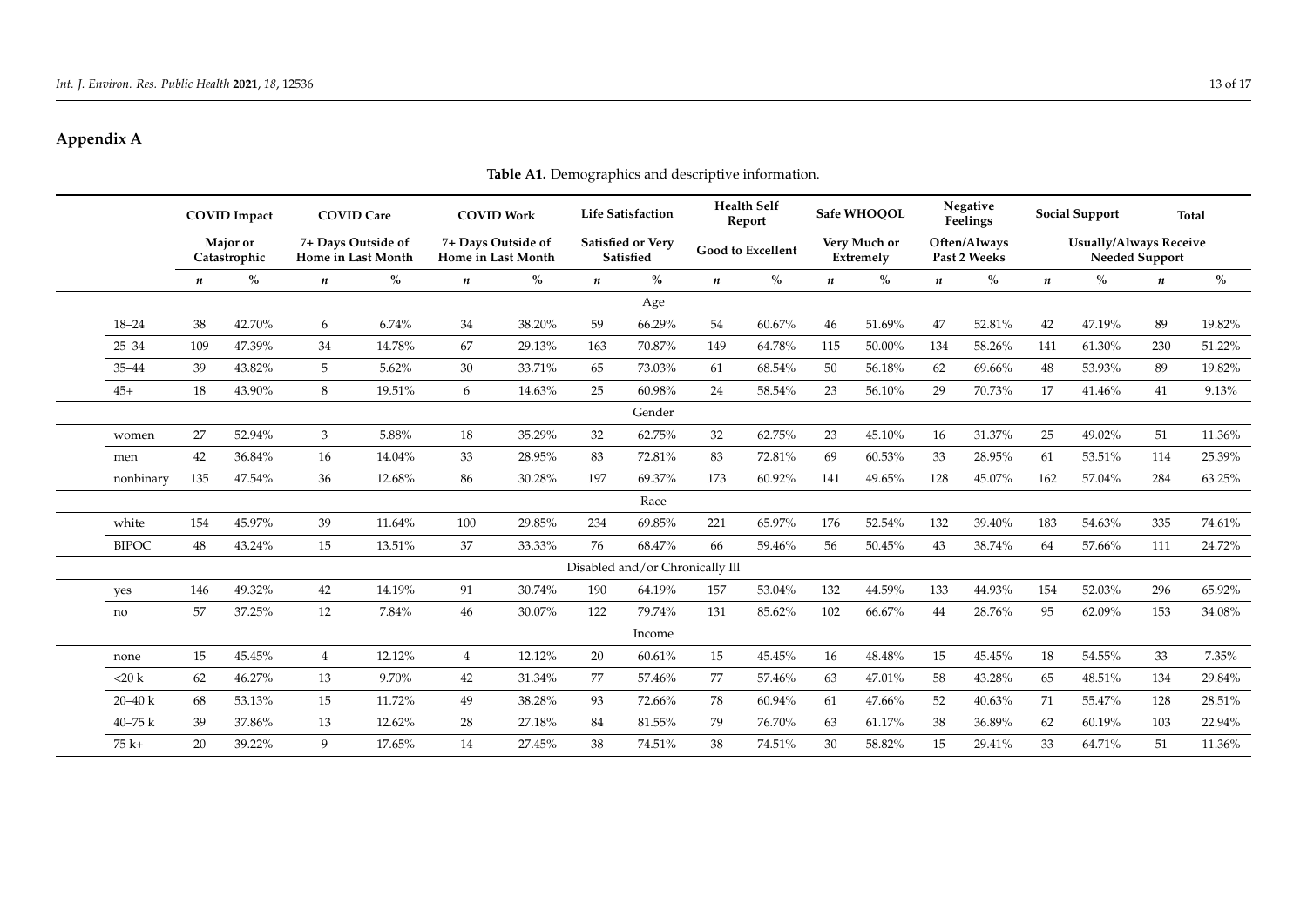## Appendix A

**Table A1.** Demographics and descriptive information.

| | COVID Impact | | COVID Care | | COVID Work | | Life Satisfaction | | Health Self Report | | Safe WHOQOL | | Negative Feelings | | Social Support | | Total | |
|---|---|---|---|---|---|---|---|---|---|---|---|---|---|---|---|---|---|---|
| | Major or Catastrophic | | 7+ Days Outside of Home in Last Month | | 7+ Days Outside of Home in Last Month | | Satisfied or Very Satisfied | | Good to Excellent | | Very Much or Extremely | | Often/Always Past 2 Weeks | | Usually/Always Receive Needed Support | | | |
| | *n* | % | *n* | % | *n* | % | *n* | % | *n* | % | *n* | % | *n* | % | *n* | % | *n* | % |
| **Age** | | | | | | | | | | | | | | | | | | |
| 18–24 | 38 | 42.70% | 6 | 6.74% | 34 | 38.20% | 59 | 66.29% | 54 | 60.67% | 46 | 51.69% | 47 | 52.81% | 42 | 47.19% | 89 | 19.82% |
| 25–34 | 109 | 47.39% | 34 | 14.78% | 67 | 29.13% | 163 | 70.87% | 149 | 64.78% | 115 | 50.00% | 134 | 58.26% | 141 | 61.30% | 230 | 51.22% |
| 35–44 | 39 | 43.82% | 5 | 5.62% | 30 | 33.71% | 65 | 73.03% | 61 | 68.54% | 50 | 56.18% | 62 | 69.66% | 48 | 53.93% | 89 | 19.82% |
| 45+ | 18 | 43.90% | 8 | 19.51% | 6 | 14.63% | 25 | 60.98% | 24 | 58.54% | 23 | 56.10% | 29 | 70.73% | 17 | 41.46% | 41 | 9.13% |
| **Gender** | | | | | | | | | | | | | | | | | | |
| women | 27 | 52.94% | 3 | 5.88% | 18 | 35.29% | 32 | 62.75% | 32 | 62.75% | 23 | 45.10% | 16 | 31.37% | 25 | 49.02% | 51 | 11.36% |
| men | 42 | 36.84% | 16 | 14.04% | 33 | 28.95% | 83 | 72.81% | 83 | 72.81% | 69 | 60.53% | 33 | 28.95% | 61 | 53.51% | 114 | 25.39% |
| nonbinary | 135 | 47.54% | 36 | 12.68% | 86 | 30.28% | 197 | 69.37% | 173 | 60.92% | 141 | 49.65% | 128 | 45.07% | 162 | 57.04% | 284 | 63.25% |
| **Race** | | | | | | | | | | | | | | | | | | |
| white | 154 | 45.97% | 39 | 11.64% | 100 | 29.85% | 234 | 69.85% | 221 | 65.97% | 176 | 52.54% | 132 | 39.40% | 183 | 54.63% | 335 | 74.61% |
| BIPOC | 48 | 43.24% | 15 | 13.51% | 37 | 33.33% | 76 | 68.47% | 66 | 59.46% | 56 | 50.45% | 43 | 38.74% | 64 | 57.66% | 111 | 24.72% |
| **Disabled and/or Chronically Ill** | | | | | | | | | | | | | | | | | | |
| yes | 146 | 49.32% | 42 | 14.19% | 91 | 30.74% | 190 | 64.19% | 157 | 53.04% | 132 | 44.59% | 133 | 44.93% | 154 | 52.03% | 296 | 65.92% |
| no | 57 | 37.25% | 12 | 7.84% | 46 | 30.07% | 122 | 79.74% | 131 | 85.62% | 102 | 66.67% | 44 | 28.76% | 95 | 62.09% | 153 | 34.08% |
| **Income** | | | | | | | | | | | | | | | | | | |
| none | 15 | 45.45% | 4 | 12.12% | 4 | 12.12% | 20 | 60.61% | 15 | 45.45% | 16 | 48.48% | 15 | 45.45% | 18 | 54.55% | 33 | 7.35% |
| <20 k | 62 | 46.27% | 13 | 9.70% | 42 | 31.34% | 77 | 57.46% | 77 | 57.46% | 63 | 47.01% | 58 | 43.28% | 65 | 48.51% | 134 | 29.84% |
| 20–40 k | 68 | 53.13% | 15 | 11.72% | 49 | 38.28% | 93 | 72.66% | 78 | 60.94% | 61 | 47.66% | 52 | 40.63% | 71 | 55.47% | 128 | 28.51% |
| 40–75 k | 39 | 37.86% | 13 | 12.62% | 28 | 27.18% | 84 | 81.55% | 79 | 76.70% | 63 | 61.17% | 38 | 36.89% | 62 | 60.19% | 103 | 22.94% |
| 75 k+ | 20 | 39.22% | 9 | 17.65% | 14 | 27.45% | 38 | 74.51% | 38 | 74.51% | 30 | 58.82% | 15 | 29.41% | 33 | 64.71% | 51 | 11.36% |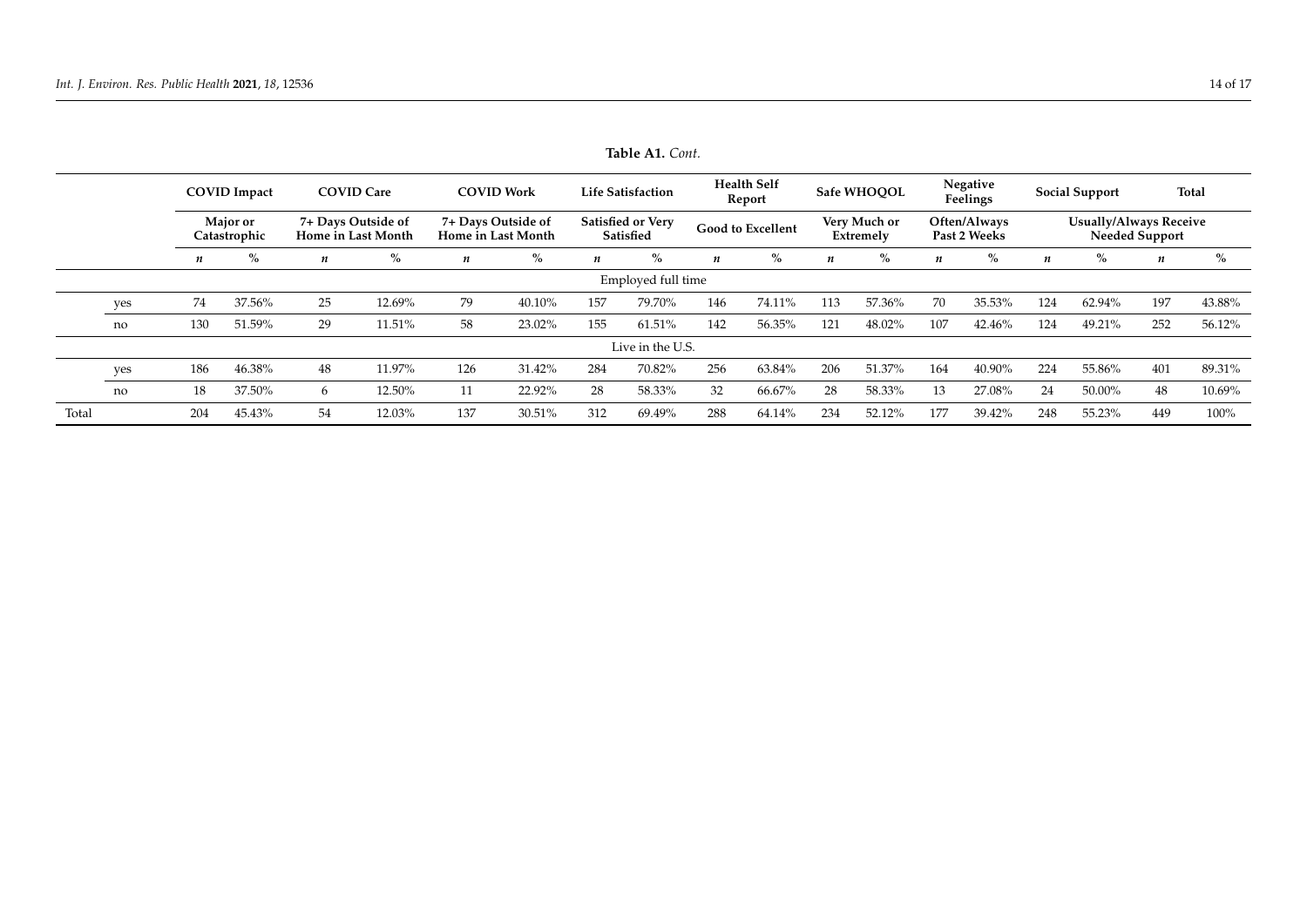**Table A1.** *Cont.*

| | | COVID Impact | | COVID Care | | COVID Work | | Life Satisfaction | | Health Self Report | | Safe WHOQOL | | Negative Feelings | | Social Support | | Total | |
|---|---|---|---|---|---|---|---|---|---|---|---|---|---|---|---|---|---|---|---|
| | | Major or Catastrophic | | 7+ Days Outside of Home in Last Month | | 7+ Days Outside of Home in Last Month | | Satisfied or Very Satisfied | | Good to Excellent | | Very Much or Extremely | | Often/Always Past 2 Weeks | | Usually/Always Receive Needed Support | | | |
| | | *n* | % | *n* | % | *n* | % | *n* | % | *n* | % | *n* | % | *n* | % | *n* | % | *n* | % |
| Employed full time | | | | | | | | | | | | | | | | | | | |
| | yes | 74 | 37.56% | 25 | 12.69% | 79 | 40.10% | 157 | 79.70% | 146 | 74.11% | 113 | 57.36% | 70 | 35.53% | 124 | 62.94% | 197 | 43.88% |
| | no | 130 | 51.59% | 29 | 11.51% | 58 | 23.02% | 155 | 61.51% | 142 | 56.35% | 121 | 48.02% | 107 | 42.46% | 124 | 49.21% | 252 | 56.12% |
| Live in the U.S. | | | | | | | | | | | | | | | | | | | |
| | yes | 186 | 46.38% | 48 | 11.97% | 126 | 31.42% | 284 | 70.82% | 256 | 63.84% | 206 | 51.37% | 164 | 40.90% | 224 | 55.86% | 401 | 89.31% |
| | no | 18 | 37.50% | 6 | 12.50% | 11 | 22.92% | 28 | 58.33% | 32 | 66.67% | 28 | 58.33% | 13 | 27.08% | 24 | 50.00% | 48 | 10.69% |
| Total | | 204 | 45.43% | 54 | 12.03% | 137 | 30.51% | 312 | 69.49% | 288 | 64.14% | 234 | 52.12% | 177 | 39.42% | 248 | 55.23% | 449 | 100% |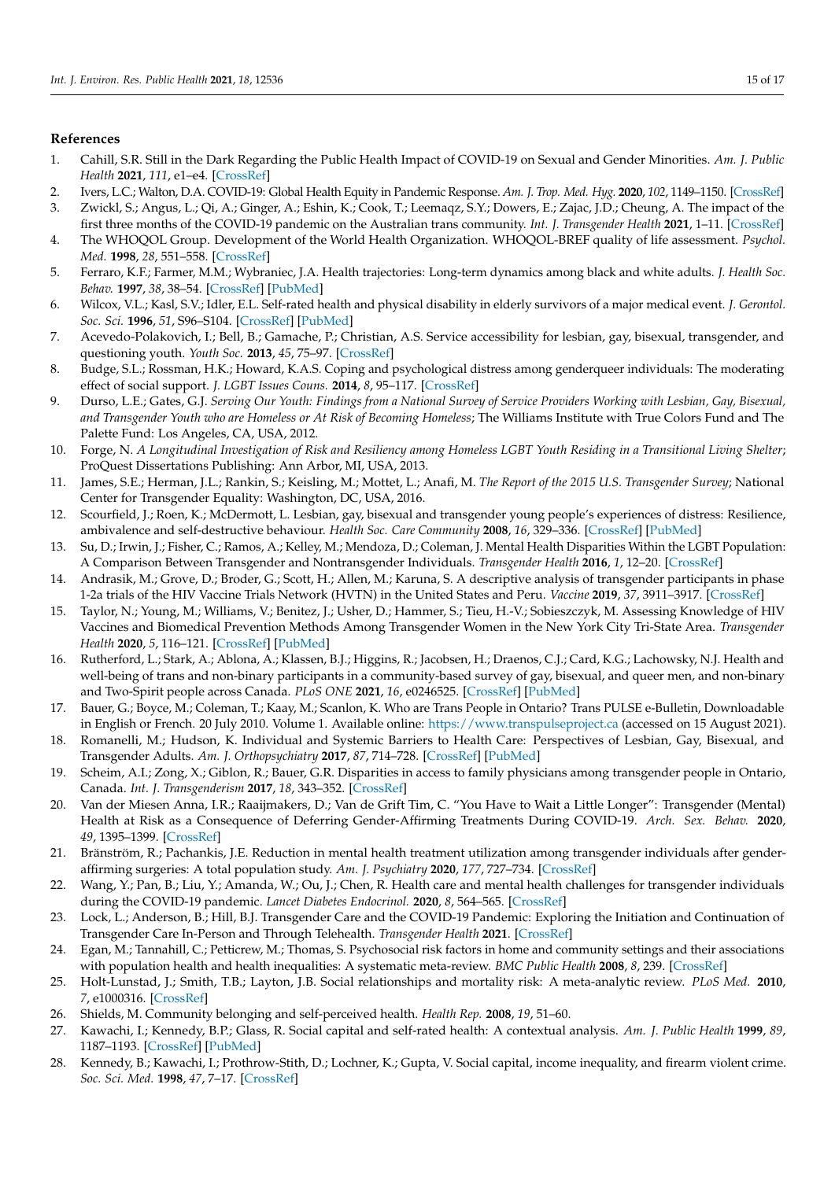## References

1. Cahill, S.R. Still in the Dark Regarding the Public Health Impact of COVID-19 on Sexual and Gender Minorities. *Am. J. Public Health* **2021**, *111*, e1–e4. [CrossRef]
2. Ivers, L.C.; Walton, D.A. COVID-19: Global Health Equity in Pandemic Response. *Am. J. Trop. Med. Hyg.* **2020**, *102*, 1149–1150. [CrossRef]
3. Zwickl, S.; Angus, L.; Qi, A.; Ginger, A.; Eshin, K.; Cook, T.; Leemaqz, S.Y.; Dowers, E.; Zajac, J.D.; Cheung, A. The impact of the first three months of the COVID-19 pandemic on the Australian trans community. *Int. J. Transgender Health* **2021**, 1–11. [CrossRef]
4. The WHOQOL Group. Development of the World Health Organization. WHOQOL-BREF quality of life assessment. *Psychol. Med.* **1998**, *28*, 551–558. [CrossRef]
5. Ferraro, K.F.; Farmer, M.M.; Wybraniec, J.A. Health trajectories: Long-term dynamics among black and white adults. *J. Health Soc. Behav.* **1997**, *38*, 38–54. [CrossRef] [PubMed]
6. Wilcox, V.L.; Kasl, S.V.; Idler, E.L. Self-rated health and physical disability in elderly survivors of a major medical event. *J. Gerontol. Soc. Sci.* **1996**, *51*, S96–S104. [CrossRef] [PubMed]
7. Acevedo-Polakovich, I.; Bell, B.; Gamache, P.; Christian, A.S. Service accessibility for lesbian, gay, bisexual, transgender, and questioning youth. *Youth Soc.* **2013**, *45*, 75–97. [CrossRef]
8. Budge, S.L.; Rossman, H.K.; Howard, K.A.S. Coping and psychological distress among genderqueer individuals: The moderating effect of social support. *J. LGBT Issues Couns.* **2014**, *8*, 95–117. [CrossRef]
9. Durso, L.E.; Gates, G.J. *Serving Our Youth: Findings from a National Survey of Service Providers Working with Lesbian, Gay, Bisexual, and Transgender Youth who are Homeless or At Risk of Becoming Homeless*; The Williams Institute with True Colors Fund and The Palette Fund: Los Angeles, CA, USA, 2012.
10. Forge, N. *A Longitudinal Investigation of Risk and Resiliency among Homeless LGBT Youth Residing in a Transitional Living Shelter*; ProQuest Dissertations Publishing: Ann Arbor, MI, USA, 2013.
11. James, S.E.; Herman, J.L.; Rankin, S.; Keisling, M.; Mottet, L.; Anafi, M. *The Report of the 2015 U.S. Transgender Survey*; National Center for Transgender Equality: Washington, DC, USA, 2016.
12. Scourfield, J.; Roen, K.; McDermott, L. Lesbian, gay, bisexual and transgender young people's experiences of distress: Resilience, ambivalence and self-destructive behaviour. *Health Soc. Care Community* **2008**, *16*, 329–336. [CrossRef] [PubMed]
13. Su, D.; Irwin, J.; Fisher, C.; Ramos, A.; Kelley, M.; Mendoza, D.; Coleman, J. Mental Health Disparities Within the LGBT Population: A Comparison Between Transgender and Nontransgender Individuals. *Transgender Health* **2016**, *1*, 12–20. [CrossRef]
14. Andrasik, M.; Grove, D.; Broder, G.; Scott, H.; Allen, M.; Karuna, S. A descriptive analysis of transgender participants in phase 1-2a trials of the HIV Vaccine Trials Network (HVTN) in the United States and Peru. *Vaccine* **2019**, *37*, 3911–3917. [CrossRef]
15. Taylor, N.; Young, M.; Williams, V.; Benitez, J.; Usher, D.; Hammer, S.; Tieu, H.-V.; Sobieszczyk, M. Assessing Knowledge of HIV Vaccines and Biomedical Prevention Methods Among Transgender Women in the New York City Tri-State Area. *Transgender Health* **2020**, *5*, 116–121. [CrossRef] [PubMed]
16. Rutherford, L.; Stark, A.; Ablona, A.; Klassen, B.J.; Higgins, R.; Jacobsen, H.; Draenos, C.J.; Card, K.G.; Lachowsky, N.J. Health and well-being of trans and non-binary participants in a community-based survey of gay, bisexual, and queer men, and non-binary and Two-Spirit people across Canada. *PLoS ONE* **2021**, *16*, e0246525. [CrossRef] [PubMed]
17. Bauer, G.; Boyce, M.; Coleman, T.; Kaay, M.; Scanlon, K. Who are Trans People in Ontario? Trans PULSE e-Bulletin, Downloadable in English or French. 20 July 2010. Volume 1. Available online: https://www.transpulseproject.ca (accessed on 15 August 2021).
18. Romanelli, M.; Hudson, K. Individual and Systemic Barriers to Health Care: Perspectives of Lesbian, Gay, Bisexual, and Transgender Adults. *Am. J. Orthopsychiatry* **2017**, *87*, 714–728. [CrossRef] [PubMed]
19. Scheim, A.I.; Zong, X.; Giblon, R.; Bauer, G.R. Disparities in access to family physicians among transgender people in Ontario, Canada. *Int. J. Transgenderism* **2017**, *18*, 343–352. [CrossRef]
20. Van der Miesen Anna, I.R.; Raaijmakers, D.; Van de Grift Tim, C. "You Have to Wait a Little Longer": Transgender (Mental) Health at Risk as a Consequence of Deferring Gender-Affirming Treatments During COVID-19. *Arch. Sex. Behav.* **2020**, *49*, 1395–1399. [CrossRef]
21. Bränström, R.; Pachankis, J.E. Reduction in mental health treatment utilization among transgender individuals after gender-affirming surgeries: A total population study. *Am. J. Psychiatry* **2020**, *177*, 727–734. [CrossRef]
22. Wang, Y.; Pan, B.; Liu, Y.; Amanda, W.; Ou, J.; Chen, R. Health care and mental health challenges for transgender individuals during the COVID-19 pandemic. *Lancet Diabetes Endocrinol.* **2020**, *8*, 564–565. [CrossRef]
23. Lock, L.; Anderson, B.; Hill, B.J. Transgender Care and the COVID-19 Pandemic: Exploring the Initiation and Continuation of Transgender Care In-Person and Through Telehealth. *Transgender Health* **2021**. [CrossRef]
24. Egan, M.; Tannahill, C.; Petticrew, M.; Thomas, S. Psychosocial risk factors in home and community settings and their associations with population health and health inequalities: A systematic meta-review. *BMC Public Health* **2008**, *8*, 239. [CrossRef]
25. Holt-Lunstad, J.; Smith, T.B.; Layton, J.B. Social relationships and mortality risk: A meta-analytic review. *PLoS Med.* **2010**, *7*, e1000316. [CrossRef]
26. Shields, M. Community belonging and self-perceived health. *Health Rep.* **2008**, *19*, 51–60.
27. Kawachi, I.; Kennedy, B.P.; Glass, R. Social capital and self-rated health: A contextual analysis. *Am. J. Public Health* **1999**, *89*, 1187–1193. [CrossRef] [PubMed]
28. Kennedy, B.; Kawachi, I.; Prothrow-Stith, D.; Lochner, K.; Gupta, V. Social capital, income inequality, and firearm violent crime. *Soc. Sci. Med.* **1998**, *47*, 7–17. [CrossRef]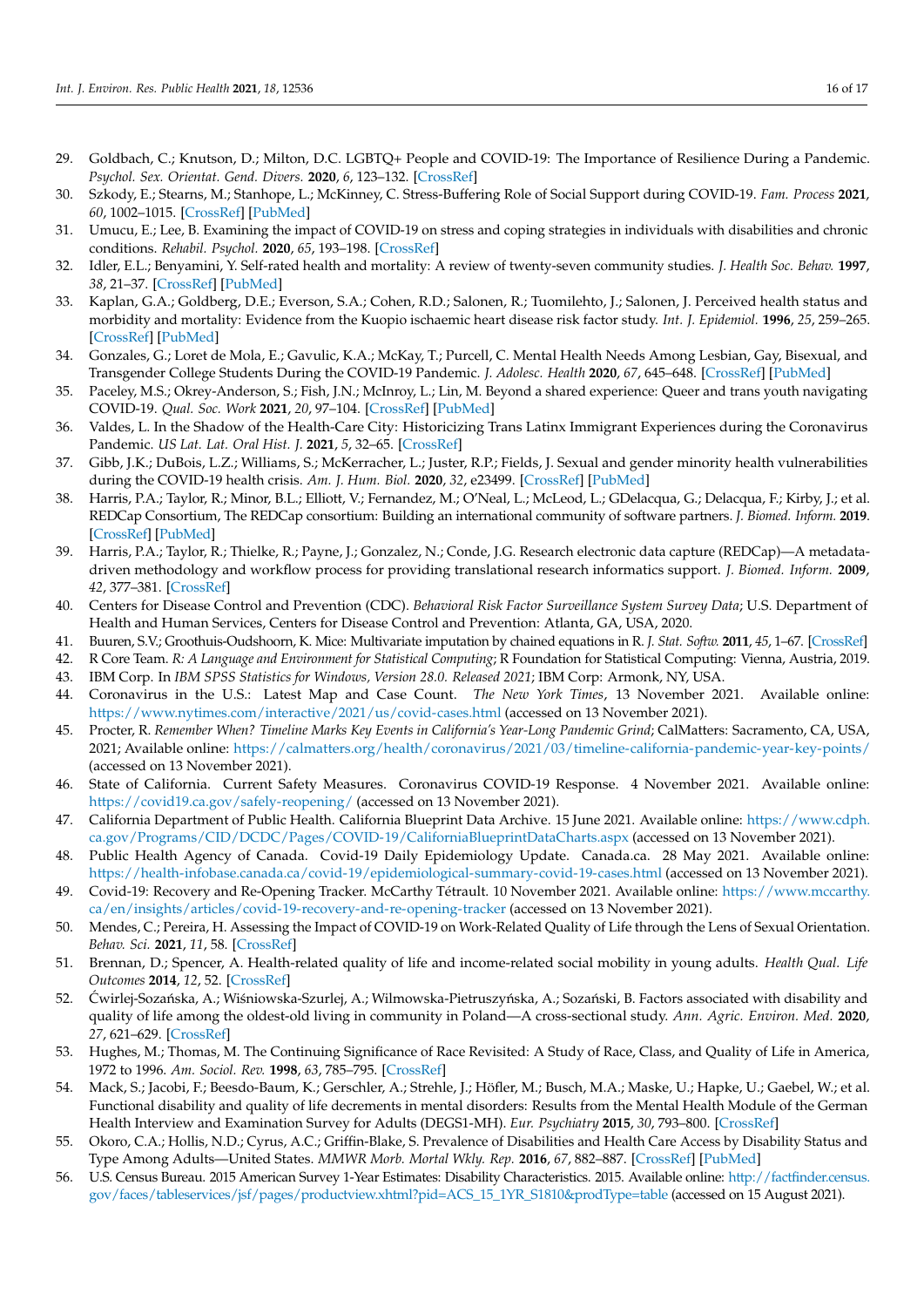29. Goldbach, C.; Knutson, D.; Milton, D.C. LGBTQ+ People and COVID-19: The Importance of Resilience During a Pandemic. *Psychol. Sex. Orientat. Gend. Divers.* **2020**, *6*, 123–132. [CrossRef]
30. Szkody, E.; Stearns, M.; Stanhope, L.; McKinney, C. Stress-Buffering Role of Social Support during COVID-19. *Fam. Process* **2021**, *60*, 1002–1015. [CrossRef] [PubMed]
31. Umucu, E.; Lee, B. Examining the impact of COVID-19 on stress and coping strategies in individuals with disabilities and chronic conditions. *Rehabil. Psychol.* **2020**, *65*, 193–198. [CrossRef]
32. Idler, E.L.; Benyamini, Y. Self-rated health and mortality: A review of twenty-seven community studies. *J. Health Soc. Behav.* **1997**, *38*, 21–37. [CrossRef] [PubMed]
33. Kaplan, G.A.; Goldberg, D.E.; Everson, S.A.; Cohen, R.D.; Salonen, R.; Tuomilehto, J.; Salonen, J. Perceived health status and morbidity and mortality: Evidence from the Kuopio ischaemic heart disease risk factor study. *Int. J. Epidemiol.* **1996**, *25*, 259–265. [CrossRef] [PubMed]
34. Gonzales, G.; Loret de Mola, E.; Gavulic, K.A.; McKay, T.; Purcell, C. Mental Health Needs Among Lesbian, Gay, Bisexual, and Transgender College Students During the COVID-19 Pandemic. *J. Adolesc. Health* **2020**, *67*, 645–648. [CrossRef] [PubMed]
35. Paceley, M.S.; Okrey-Anderson, S.; Fish, J.N.; McInroy, L.; Lin, M. Beyond a shared experience: Queer and trans youth navigating COVID-19. *Qual. Soc. Work* **2021**, *20*, 97–104. [CrossRef] [PubMed]
36. Valdes, L. In the Shadow of the Health-Care City: Historicizing Trans Latinx Immigrant Experiences during the Coronavirus Pandemic. *US Lat. Lat. Oral Hist. J.* **2021**, *5*, 32–65. [CrossRef]
37. Gibb, J.K.; DuBois, L.Z.; Williams, S.; McKerracher, L.; Juster, R.P.; Fields, J. Sexual and gender minority health vulnerabilities during the COVID-19 health crisis. *Am. J. Hum. Biol.* **2020**, *32*, e23499. [CrossRef] [PubMed]
38. Harris, P.A.; Taylor, R.; Minor, B.L.; Elliott, V.; Fernandez, M.; O'Neal, L.; McLeod, L.; GDelacqua, G.; Delacqua, F.; Kirby, J.; et al. REDCap Consortium, The REDCap consortium: Building an international community of software partners. *J. Biomed. Inform.* **2019**. [CrossRef] [PubMed]
39. Harris, P.A.; Taylor, R.; Thielke, R.; Payne, J.; Gonzalez, N.; Conde, J.G. Research electronic data capture (REDCap)—A metadata-driven methodology and workflow process for providing translational research informatics support. *J. Biomed. Inform.* **2009**, *42*, 377–381. [CrossRef]
40. Centers for Disease Control and Prevention (CDC). *Behavioral Risk Factor Surveillance System Survey Data*; U.S. Department of Health and Human Services, Centers for Disease Control and Prevention: Atlanta, GA, USA, 2020.
41. Buuren, S.V.; Groothuis-Oudshoorn, K. Mice: Multivariate imputation by chained equations in R. *J. Stat. Softw.* **2011**, *45*, 1–67. [CrossRef]
42. R Core Team. *R: A Language and Environment for Statistical Computing*; R Foundation for Statistical Computing: Vienna, Austria, 2019.
43. IBM Corp. In *IBM SPSS Statistics for Windows, Version 28.0. Released 2021*; IBM Corp: Armonk, NY, USA.
44. Coronavirus in the U.S.: Latest Map and Case Count. *The New York Times*, 13 November 2021. Available online: https://www.nytimes.com/interactive/2021/us/covid-cases.html (accessed on 13 November 2021).
45. Procter, R. *Remember When? Timeline Marks Key Events in California's Year-Long Pandemic Grind*; CalMatters: Sacramento, CA, USA, 2021; Available online: https://calmatters.org/health/coronavirus/2021/03/timeline-california-pandemic-year-key-points/ (accessed on 13 November 2021).
46. State of California. Current Safety Measures. Coronavirus COVID-19 Response. 4 November 2021. Available online: https://covid19.ca.gov/safely-reopening/ (accessed on 13 November 2021).
47. California Department of Public Health. California Blueprint Data Archive. 15 June 2021. Available online: https://www.cdph.ca.gov/Programs/CID/DCDC/Pages/COVID-19/CaliforniaBlueprintDataCharts.aspx (accessed on 13 November 2021).
48. Public Health Agency of Canada. Covid-19 Daily Epidemiology Update. Canada.ca. 28 May 2021. Available online: https://health-infobase.canada.ca/covid-19/epidemiological-summary-covid-19-cases.html (accessed on 13 November 2021).
49. Covid-19: Recovery and Re-Opening Tracker. McCarthy Tétrault. 10 November 2021. Available online: https://www.mccarthy.ca/en/insights/articles/covid-19-recovery-and-re-opening-tracker (accessed on 13 November 2021).
50. Mendes, C.; Pereira, H. Assessing the Impact of COVID-19 on Work-Related Quality of Life through the Lens of Sexual Orientation. *Behav. Sci.* **2021**, *11*, 58. [CrossRef]
51. Brennan, D.; Spencer, A. Health-related quality of life and income-related social mobility in young adults. *Health Qual. Life Outcomes* **2014**, *12*, 52. [CrossRef]
52. Ćwirlej-Sozańska, A.; Wiśniowska-Szurlej, A.; Wilmowska-Pietruszyńska, A.; Sozański, B. Factors associated with disability and quality of life among the oldest-old living in community in Poland—A cross-sectional study. *Ann. Agric. Environ. Med.* **2020**, *27*, 621–629. [CrossRef]
53. Hughes, M.; Thomas, M. The Continuing Significance of Race Revisited: A Study of Race, Class, and Quality of Life in America, 1972 to 1996. *Am. Sociol. Rev.* **1998**, *63*, 785–795. [CrossRef]
54. Mack, S.; Jacobi, F.; Beesdo-Baum, K.; Gerschler, A.; Strehle, J.; Höfler, M.; Busch, M.A.; Maske, U.; Hapke, U.; Gaebel, W.; et al. Functional disability and quality of life decrements in mental disorders: Results from the Mental Health Module of the German Health Interview and Examination Survey for Adults (DEGS1-MH). *Eur. Psychiatry* **2015**, *30*, 793–800. [CrossRef]
55. Okoro, C.A.; Hollis, N.D.; Cyrus, A.C.; Griffin-Blake, S. Prevalence of Disabilities and Health Care Access by Disability Status and Type Among Adults—United States. *MMWR Morb. Mortal Wkly. Rep.* **2016**, *67*, 882–887. [CrossRef] [PubMed]
56. U.S. Census Bureau. 2015 American Survey 1-Year Estimates: Disability Characteristics. 2015. Available online: http://factfinder.census.gov/faces/tableservices/jsf/pages/productview.xhtml?pid=ACS_15_1YR_S1810&prodType=table (accessed on 15 August 2021).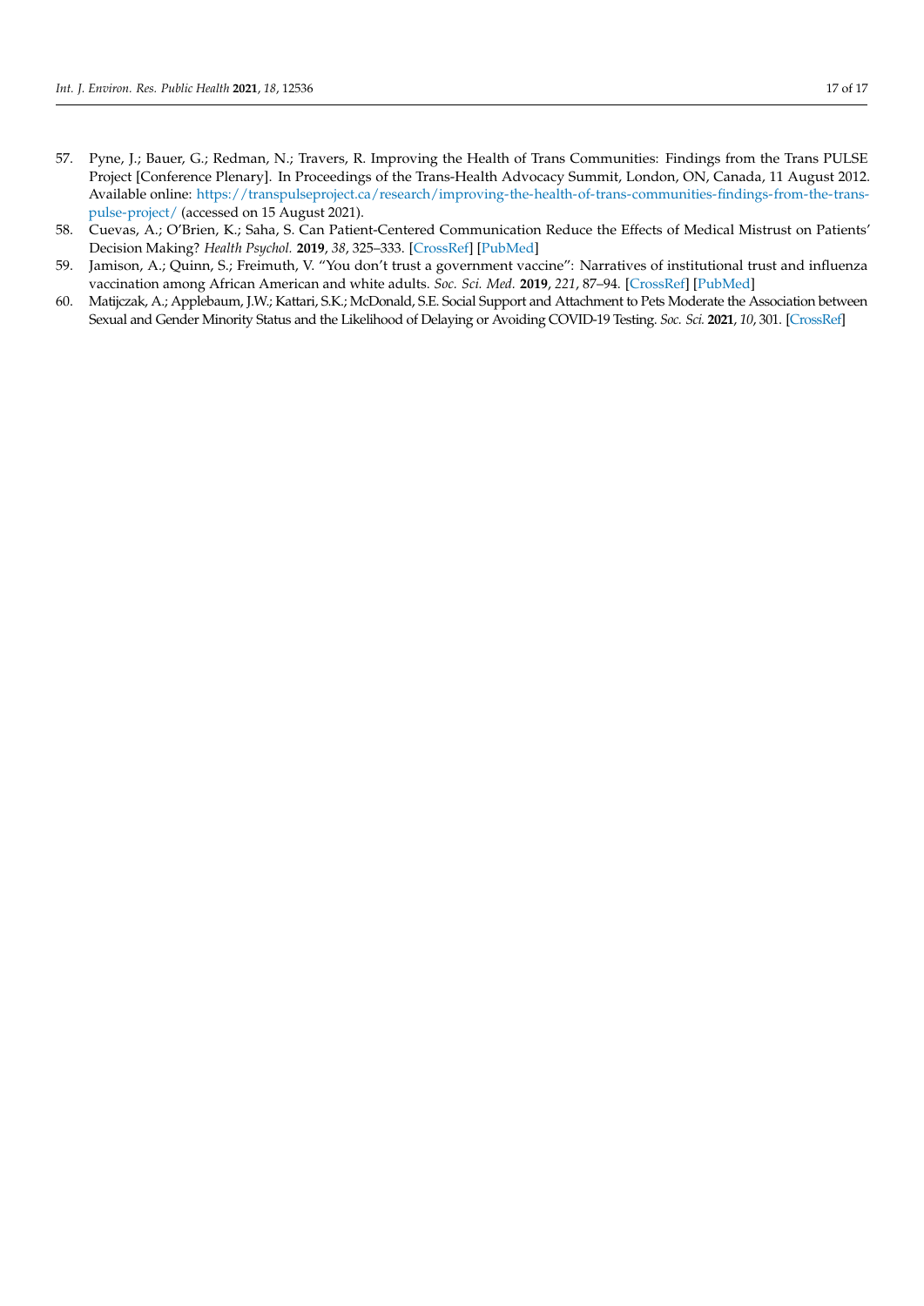57. Pyne, J.; Bauer, G.; Redman, N.; Travers, R. Improving the Health of Trans Communities: Findings from the Trans PULSE Project [Conference Plenary]. In Proceedings of the Trans-Health Advocacy Summit, London, ON, Canada, 11 August 2012. Available online: https://transpulseproject.ca/research/improving-the-health-of-trans-communities-findings-from-the-trans-pulse-project/ (accessed on 15 August 2021).
58. Cuevas, A.; O'Brien, K.; Saha, S. Can Patient-Centered Communication Reduce the Effects of Medical Mistrust on Patients' Decision Making? *Health Psychol.* **2019**, *38*, 325–333. [CrossRef] [PubMed]
59. Jamison, A.; Quinn, S.; Freimuth, V. "You don't trust a government vaccine": Narratives of institutional trust and influenza vaccination among African American and white adults. *Soc. Sci. Med.* **2019**, *221*, 87–94. [CrossRef] [PubMed]
60. Matijczak, A.; Applebaum, J.W.; Kattari, S.K.; McDonald, S.E. Social Support and Attachment to Pets Moderate the Association between Sexual and Gender Minority Status and the Likelihood of Delaying or Avoiding COVID-19 Testing. *Soc. Sci.* **2021**, *10*, 301. [CrossRef]